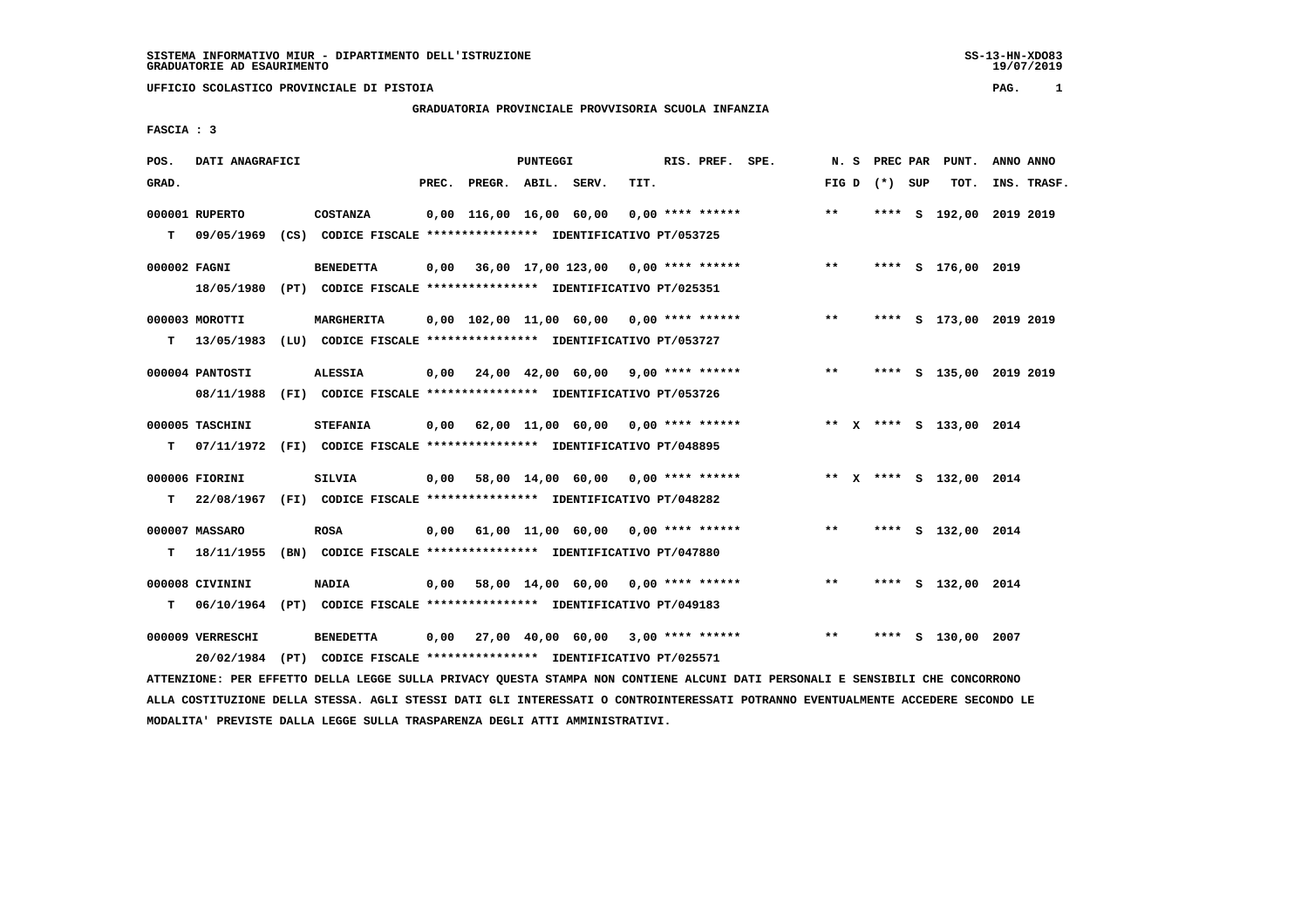SISTEMA INFORMATIVO MIUR - DIPARTIMENTO DELL'ISTRUZIONE
GRADUATORIE AD ESAURIMENTO

UFFICIO SCOLASTICO PROVINCIALE DI PISTOIA

GRADUATORIA PROVINCIALE PROVVISORIA SCUOLA INFANZIA

FASCIA : 3

| POS. GRAD. | DATI ANAGRAFICI | | PREC. | PREGR. | ABIL. | SERV. | TIT. | RIS. PREF. SPE. | N. S FIG D | PREC PAR (*) SUP | PUNT. TOT. | ANNO ANNO INS. TRASF. |
|---|---|---|---|---|---|---|---|---|---|---|---|---|
| 000001 | RUPERTO | COSTANZA | 0,00 | 116,00 | 16,00 | 60,00 | 0,00 | **** ****** | ** | **** S | 192,00 | 2019 2019 |
| T | 09/05/1969 (CS) CODICE FISCALE **************** IDENTIFICATIVO PT/053725 | | | | | | | | | | | |
| 000002 | FAGNI | BENEDETTA | 0,00 | 36,00 | 17,00 | 123,00 | 0,00 | **** ****** | ** | **** S | 176,00 | 2019 |
| | 18/05/1980 (PT) CODICE FISCALE **************** IDENTIFICATIVO PT/025351 | | | | | | | | | | | |
| 000003 | MOROTTI | MARGHERITA | 0,00 | 102,00 | 11,00 | 60,00 | 0,00 | **** ****** | ** | **** S | 173,00 | 2019 2019 |
| T | 13/05/1983 (LU) CODICE FISCALE **************** IDENTIFICATIVO PT/053727 | | | | | | | | | | | |
| 000004 | PANTOSTI | ALESSIA | 0,00 | 24,00 | 42,00 | 60,00 | 9,00 | **** ****** | ** | **** S | 135,00 | 2019 2019 |
| | 08/11/1988 (FI) CODICE FISCALE **************** IDENTIFICATIVO PT/053726 | | | | | | | | | | | |
| 000005 | TASCHINI | STEFANIA | 0,00 | 62,00 | 11,00 | 60,00 | 0,00 | **** ****** | ** X | **** S | 133,00 | 2014 |
| T | 07/11/1972 (FI) CODICE FISCALE **************** IDENTIFICATIVO PT/048895 | | | | | | | | | | | |
| 000006 | FIORINI | SILVIA | 0,00 | 58,00 | 14,00 | 60,00 | 0,00 | **** ****** | ** X | **** S | 132,00 | 2014 |
| T | 22/08/1967 (FI) CODICE FISCALE **************** IDENTIFICATIVO PT/048282 | | | | | | | | | | | |
| 000007 | MASSARO | ROSA | 0,00 | 61,00 | 11,00 | 60,00 | 0,00 | **** ****** | ** | **** S | 132,00 | 2014 |
| T | 18/11/1955 (BN) CODICE FISCALE **************** IDENTIFICATIVO PT/047880 | | | | | | | | | | | |
| 000008 | CIVININI | NADIA | 0,00 | 58,00 | 14,00 | 60,00 | 0,00 | **** ****** | ** | **** S | 132,00 | 2014 |
| T | 06/10/1964 (PT) CODICE FISCALE **************** IDENTIFICATIVO PT/049183 | | | | | | | | | | | |
| 000009 | VERRESCHI | BENEDETTA | 0,00 | 27,00 | 40,00 | 60,00 | 3,00 | **** ****** | ** | **** S | 130,00 | 2007 |
| | 20/02/1984 (PT) CODICE FISCALE **************** IDENTIFICATIVO PT/025571 | | | | | | | | | | | |

ATTENZIONE: PER EFFETTO DELLA LEGGE SULLA PRIVACY QUESTA STAMPA NON CONTIENE ALCUNI DATI PERSONALI E SENSIBILI CHE CONCORRONO ALLA COSTITUZIONE DELLA STESSA. AGLI STESSI DATI GLI INTERESSATI O CONTROINTERESSATI POTRANNO EVENTUALMENTE ACCEDERE SECONDO LE MODALITA' PREVISTE DALLA LEGGE SULLA TRASPARENZA DEGLI ATTI AMMINISTRATIVI.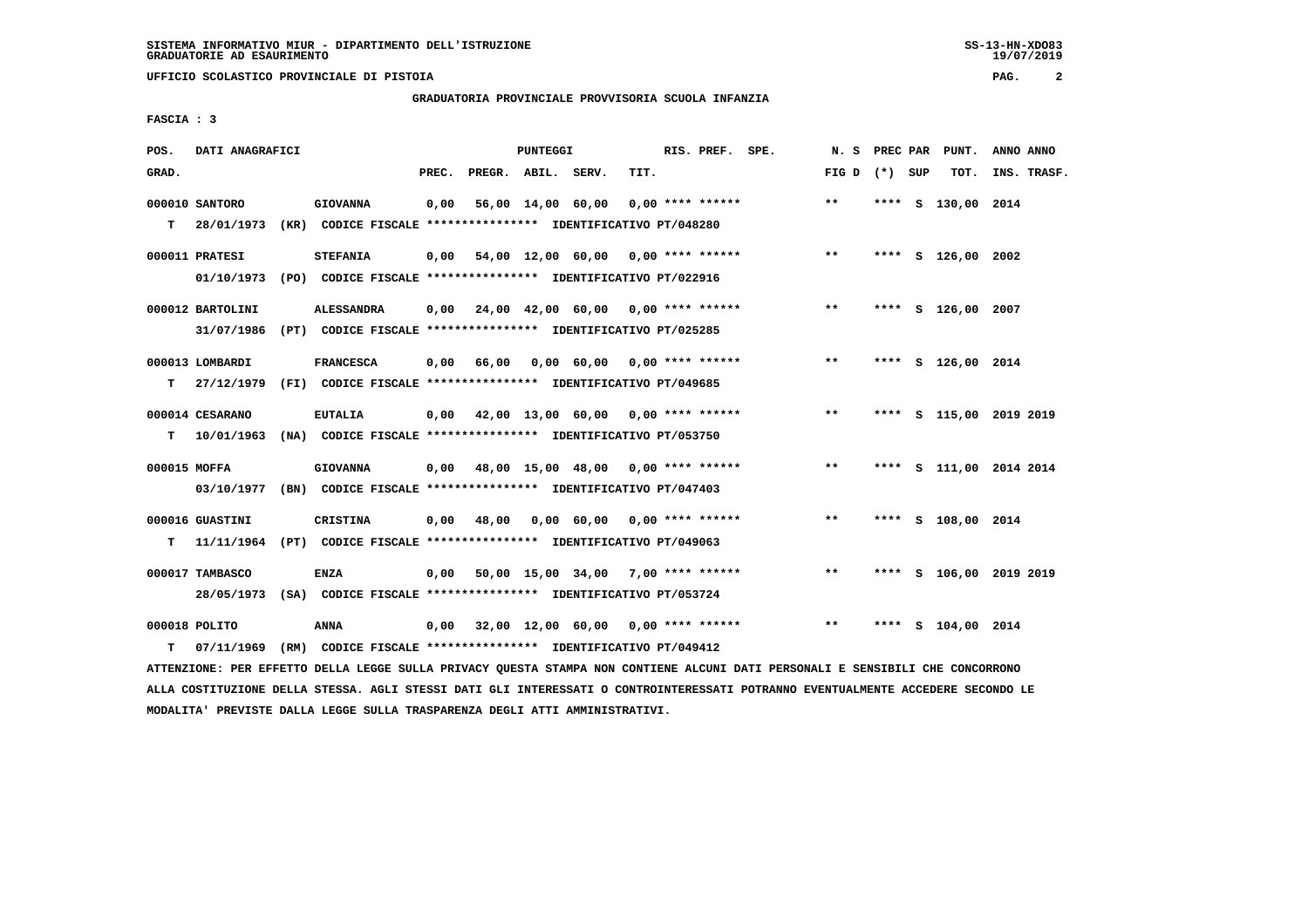SISTEMA INFORMATIVO MIUR - DIPARTIMENTO DELL'ISTRUZIONE
GRADUATORIE AD ESAURIMENTO

UFFICIO SCOLASTICO PROVINCIALE DI PISTOIA

GRADUATORIA PROVINCIALE PROVVISORIA SCUOLA INFANZIA

FASCIA : 3

| POS. GRAD. | DATI ANAGRAFICI | | PREC. | PREGR. | ABIL. | SERV. | TIT. | RIS. PREF. SPE. | N. S FIG D | PREC PAR (*) SUP | PUNT. TOT. | ANNO ANNO INS. TRASF. |
|---|---|---|---|---|---|---|---|---|---|---|---|---|
| 000010 SANTORO | | GIOVANNA | 0,00 | 56,00 | 14,00 | 60,00 | 0,00 | **** ****** | ** | **** S | 130,00 | 2014 |
| T | 28/01/1973 (KR) CODICE FISCALE **************** IDENTIFICATIVO PT/048280 | | | | | | | | | | | |
| 000011 PRATESI | | STEFANIA | 0,00 | 54,00 | 12,00 | 60,00 | 0,00 | **** ****** | ** | **** S | 126,00 | 2002 |
| | 01/10/1973 (PO) CODICE FISCALE **************** IDENTIFICATIVO PT/022916 | | | | | | | | | | | |
| 000012 BARTOLINI | | ALESSANDRA | 0,00 | 24,00 | 42,00 | 60,00 | 0,00 | **** ****** | ** | **** S | 126,00 | 2007 |
| | 31/07/1986 (PT) CODICE FISCALE **************** IDENTIFICATIVO PT/025285 | | | | | | | | | | | |
| 000013 LOMBARDI | | FRANCESCA | 0,00 | 66,00 | 0,00 | 60,00 | 0,00 | **** ****** | ** | **** S | 126,00 | 2014 |
| T | 27/12/1979 (FI) CODICE FISCALE **************** IDENTIFICATIVO PT/049685 | | | | | | | | | | | |
| 000014 CESARANO | | EUTALIA | 0,00 | 42,00 | 13,00 | 60,00 | 0,00 | **** ****** | ** | **** S | 115,00 | 2019 2019 |
| T | 10/01/1963 (NA) CODICE FISCALE **************** IDENTIFICATIVO PT/053750 | | | | | | | | | | | |
| 000015 MOFFA | | GIOVANNA | 0,00 | 48,00 | 15,00 | 48,00 | 0,00 | **** ****** | ** | **** S | 111,00 | 2014 2014 |
| | 03/10/1977 (BN) CODICE FISCALE **************** IDENTIFICATIVO PT/047403 | | | | | | | | | | | |
| 000016 GUASTINI | | CRISTINA | 0,00 | 48,00 | 0,00 | 60,00 | 0,00 | **** ****** | ** | **** S | 108,00 | 2014 |
| T | 11/11/1964 (PT) CODICE FISCALE **************** IDENTIFICATIVO PT/049063 | | | | | | | | | | | |
| 000017 TAMBASCO | | ENZA | 0,00 | 50,00 | 15,00 | 34,00 | 7,00 | **** ****** | ** | **** S | 106,00 | 2019 2019 |
| | 28/05/1973 (SA) CODICE FISCALE **************** IDENTIFICATIVO PT/053724 | | | | | | | | | | | |
| 000018 POLITO | | ANNA | 0,00 | 32,00 | 12,00 | 60,00 | 0,00 | **** ****** | ** | **** S | 104,00 | 2014 |
| T | 07/11/1969 (RM) CODICE FISCALE **************** IDENTIFICATIVO PT/049412 | | | | | | | | | | | |

ATTENZIONE: PER EFFETTO DELLA LEGGE SULLA PRIVACY QUESTA STAMPA NON CONTIENE ALCUNI DATI PERSONALI E SENSIBILI CHE CONCORRONO ALLA COSTITUZIONE DELLA STESSA. AGLI STESSI DATI GLI INTERESSATI O CONTROINTERESSATI POTRANNO EVENTUALMENTE ACCEDERE SECONDO LE MODALITA' PREVISTE DALLA LEGGE SULLA TRASPARENZA DEGLI ATTI AMMINISTRATIVI.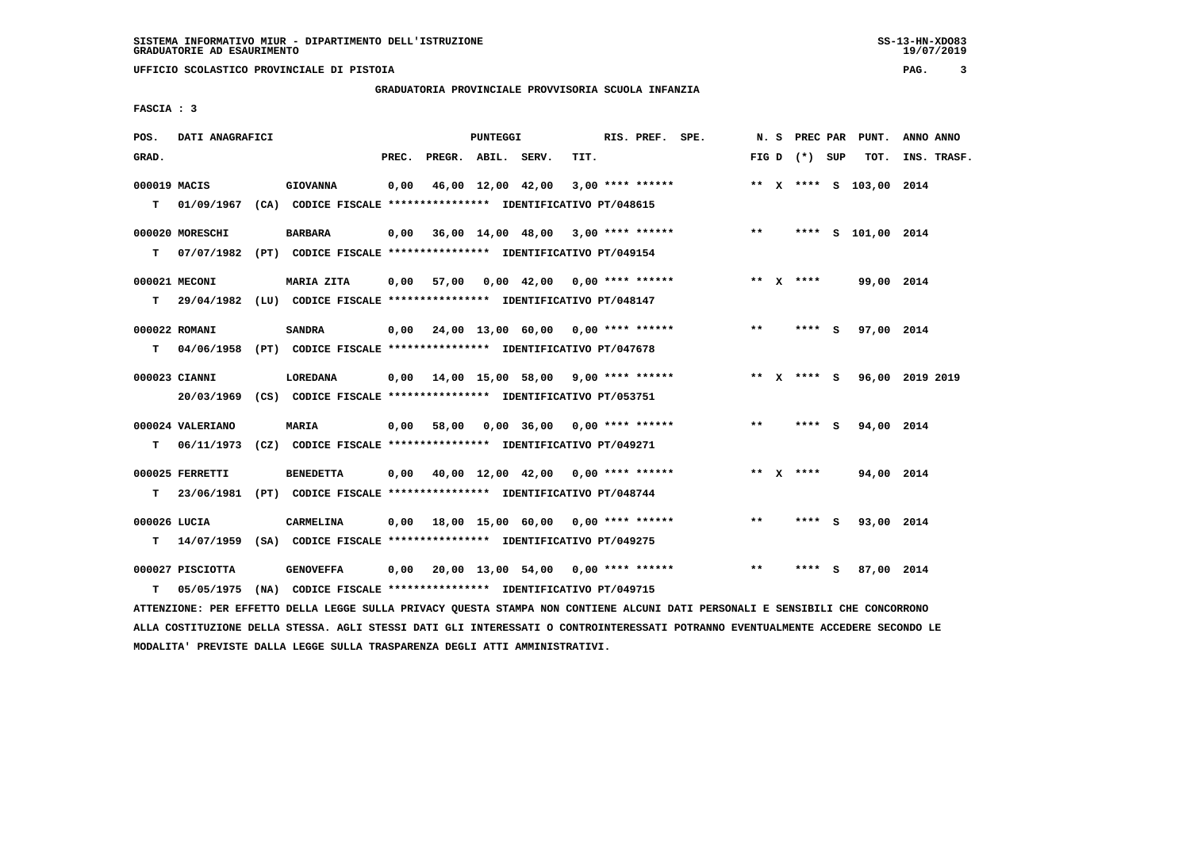SISTEMA INFORMATIVO MIUR - DIPARTIMENTO DELL'ISTRUZIONE
GRADUATORIE AD ESAURIMENTO

UFFICIO SCOLASTICO PROVINCIALE DI PISTOIA

GRADUATORIA PROVINCIALE PROVVISORIA SCUOLA INFANZIA

FASCIA : 3

| POS. GRAD. | DATI ANAGRAFICI | | PREC. | PREGR. | ABIL. | SERV. | TIT. | RIS. PREF. | SPE. | N. S FIG D | PREC (*) | PAR SUP | PUNT. TOT. | ANNO ANNO INS. TRASF. |
|---|---|---|---|---|---|---|---|---|---|---|---|---|---|---|
| 000019 MACIS | GIOVANNA | | 0,00 | 46,00 | 12,00 | 42,00 | 3,00 | **** ****** | | ** X | **** | S | 103,00 | 2014 |
| T | 01/09/1967 (CA) | CODICE FISCALE **************** IDENTIFICATIVO PT/048615 | | | | | | | | | | | | |
| 000020 MORESCHI | BARBARA | | 0,00 | 36,00 | 14,00 | 48,00 | 3,00 | **** ****** | | ** | **** | S | 101,00 | 2014 |
| T | 07/07/1982 (PT) | CODICE FISCALE **************** IDENTIFICATIVO PT/049154 | | | | | | | | | | | | |
| 000021 MECONI | MARIA ZITA | | 0,00 | 57,00 | 0,00 | 42,00 | 0,00 | **** ****** | | ** X | **** | | 99,00 | 2014 |
| T | 29/04/1982 (LU) | CODICE FISCALE **************** IDENTIFICATIVO PT/048147 | | | | | | | | | | | | |
| 000022 ROMANI | SANDRA | | 0,00 | 24,00 | 13,00 | 60,00 | 0,00 | **** ****** | | ** | **** | S | 97,00 | 2014 |
| T | 04/06/1958 (PT) | CODICE FISCALE **************** IDENTIFICATIVO PT/047678 | | | | | | | | | | | | |
| 000023 CIANNI | LOREDANA | | 0,00 | 14,00 | 15,00 | 58,00 | 9,00 | **** ****** | | ** X | **** | S | 96,00 | 2019 2019 |
| | 20/03/1969 (CS) | CODICE FISCALE **************** IDENTIFICATIVO PT/053751 | | | | | | | | | | | | |
| 000024 VALERIANO | MARIA | | 0,00 | 58,00 | 0,00 | 36,00 | 0,00 | **** ****** | | ** | **** | S | 94,00 | 2014 |
| T | 06/11/1973 (CZ) | CODICE FISCALE **************** IDENTIFICATIVO PT/049271 | | | | | | | | | | | | |
| 000025 FERRETTI | BENEDETTA | | 0,00 | 40,00 | 12,00 | 42,00 | 0,00 | **** ****** | | ** X | **** | | 94,00 | 2014 |
| T | 23/06/1981 (PT) | CODICE FISCALE **************** IDENTIFICATIVO PT/048744 | | | | | | | | | | | | |
| 000026 LUCIA | CARMELINA | | 0,00 | 18,00 | 15,00 | 60,00 | 0,00 | **** ****** | | ** | **** | S | 93,00 | 2014 |
| T | 14/07/1959 (SA) | CODICE FISCALE **************** IDENTIFICATIVO PT/049275 | | | | | | | | | | | | |
| 000027 PISCIOTTA | GENOVEFFA | | 0,00 | 20,00 | 13,00 | 54,00 | 0,00 | **** ****** | | ** | **** | S | 87,00 | 2014 |
| T | 05/05/1975 (NA) | CODICE FISCALE **************** IDENTIFICATIVO PT/049715 | | | | | | | | | | | | |

ATTENZIONE: PER EFFETTO DELLA LEGGE SULLA PRIVACY QUESTA STAMPA NON CONTIENE ALCUNI DATI PERSONALI E SENSIBILI CHE CONCORRONO ALLA COSTITUZIONE DELLA STESSA. AGLI STESSI DATI GLI INTERESSATI O CONTROINTERESSATI POTRANNO EVENTUALMENTE ACCEDERE SECONDO LE MODALITA' PREVISTE DALLA LEGGE SULLA TRASPARENZA DEGLI ATTI AMMINISTRATIVI.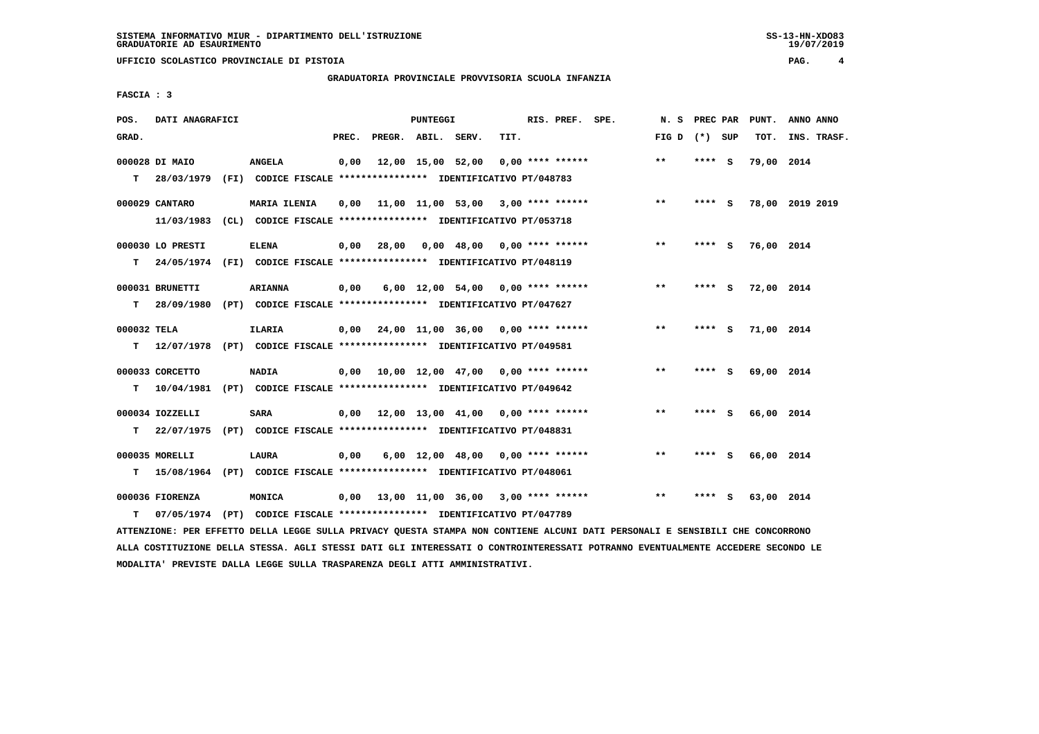SISTEMA INFORMATIVO MIUR - DIPARTIMENTO DELL'ISTRUZIONE
GRADUATORIE AD ESAURIMENTO

UFFICIO SCOLASTICO PROVINCIALE DI PISTOIA

GRADUATORIA PROVINCIALE PROVVISORIA SCUOLA INFANZIA

FASCIA : 3

| POS. GRAD. | DATI ANAGRAFICI | | PREC. | PREGR. | ABIL. | SERV. | TIT. | RIS. PREF. SPE. | N. S FIG D | PREC PAR (*) SUP | PUNT. TOT. | ANNO ANNO INS. TRASF. |
|---|---|---|---|---|---|---|---|---|---|---|---|---|
| 000028 DI MAIO | ANGELA | | 0,00 | 12,00 | 15,00 | 52,00 | 0,00 | **** ****** | ** | **** S | 79,00 | 2014 |
| T | 28/03/1979 (FI) | CODICE FISCALE **************** IDENTIFICATIVO PT/048783 | | | | | | | | | | |
| 000029 CANTARO | MARIA ILENIA | | 0,00 | 11,00 | 11,00 | 53,00 | 3,00 | **** ****** | ** | **** S | 78,00 | 2019 2019 |
| | 11/03/1983 (CL) | CODICE FISCALE **************** IDENTIFICATIVO PT/053718 | | | | | | | | | | |
| 000030 LO PRESTI | ELENA | | 0,00 | 28,00 | 0,00 | 48,00 | 0,00 | **** ****** | ** | **** S | 76,00 | 2014 |
| T | 24/05/1974 (FI) | CODICE FISCALE **************** IDENTIFICATIVO PT/048119 | | | | | | | | | | |
| 000031 BRUNETTI | ARIANNA | | 0,00 | 6,00 | 12,00 | 54,00 | 0,00 | **** ****** | ** | **** S | 72,00 | 2014 |
| T | 28/09/1980 (PT) | CODICE FISCALE **************** IDENTIFICATIVO PT/047627 | | | | | | | | | | |
| 000032 TELA | ILARIA | | 0,00 | 24,00 | 11,00 | 36,00 | 0,00 | **** ****** | ** | **** S | 71,00 | 2014 |
| T | 12/07/1978 (PT) | CODICE FISCALE **************** IDENTIFICATIVO PT/049581 | | | | | | | | | | |
| 000033 CORCETTO | NADIA | | 0,00 | 10,00 | 12,00 | 47,00 | 0,00 | **** ****** | ** | **** S | 69,00 | 2014 |
| T | 10/04/1981 (PT) | CODICE FISCALE **************** IDENTIFICATIVO PT/049642 | | | | | | | | | | |
| 000034 IOZZELLI | SARA | | 0,00 | 12,00 | 13,00 | 41,00 | 0,00 | **** ****** | ** | **** S | 66,00 | 2014 |
| T | 22/07/1975 (PT) | CODICE FISCALE **************** IDENTIFICATIVO PT/048831 | | | | | | | | | | |
| 000035 MORELLI | LAURA | | 0,00 | 6,00 | 12,00 | 48,00 | 0,00 | **** ****** | ** | **** S | 66,00 | 2014 |
| T | 15/08/1964 (PT) | CODICE FISCALE **************** IDENTIFICATIVO PT/048061 | | | | | | | | | | |
| 000036 FIORENZA | MONICA | | 0,00 | 13,00 | 11,00 | 36,00 | 3,00 | **** ****** | ** | **** S | 63,00 | 2014 |
| T | 07/05/1974 (PT) | CODICE FISCALE **************** IDENTIFICATIVO PT/047789 | | | | | | | | | | |

ATTENZIONE: PER EFFETTO DELLA LEGGE SULLA PRIVACY QUESTA STAMPA NON CONTIENE ALCUNI DATI PERSONALI E SENSIBILI CHE CONCORRONO ALLA COSTITUZIONE DELLA STESSA. AGLI STESSI DATI GLI INTERESSATI O CONTROINTERESSATI POTRANNO EVENTUALMENTE ACCEDERE SECONDO LE MODALITA' PREVISTE DALLA LEGGE SULLA TRASPARENZA DEGLI ATTI AMMINISTRATIVI.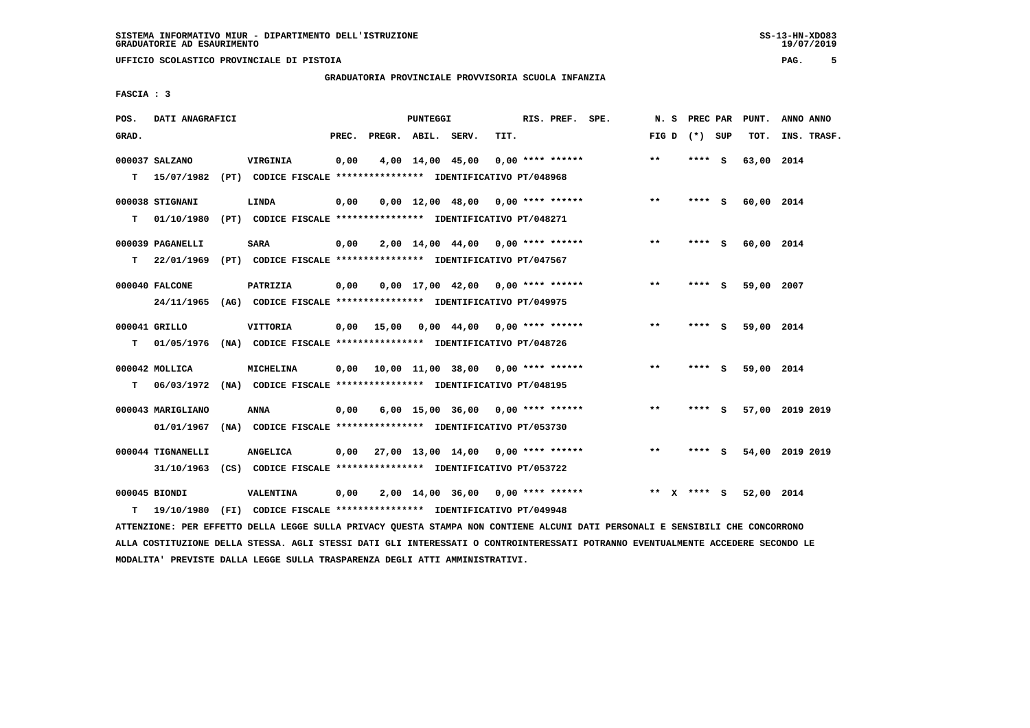SISTEMA INFORMATIVO MIUR - DIPARTIMENTO DELL'ISTRUZIONE
GRADUATORIE AD ESAURIMENTO

UFFICIO SCOLASTICO PROVINCIALE DI PISTOIA

GRADUATORIA PROVINCIALE PROVVISORIA SCUOLA INFANZIA

FASCIA : 3

| POS. GRAD. | DATI ANAGRAFICI | | PREC. | PREGR. | ABIL. | SERV. | TIT. | RIS. PREF. SPE. | N. S FIG D | PREC PAR (*) SUP | PUNT. TOT. | ANNO ANNO INS. TRASF. |
|---|---|---|---|---|---|---|---|---|---|---|---|---|
| 000037 | SALZANO | VIRGINIA | 0,00 | 4,00 | 14,00 | 45,00 | 0,00 | **** ****** | ** | **** S | 63,00 | 2014 |
| T | 15/07/1982 (PT) | CODICE FISCALE **************** IDENTIFICATIVO PT/048968 | | | | | | | | | | |
| 000038 | STIGNANI | LINDA | 0,00 | 0,00 | 12,00 | 48,00 | 0,00 | **** ****** | ** | **** S | 60,00 | 2014 |
| T | 01/10/1980 (PT) | CODICE FISCALE **************** IDENTIFICATIVO PT/048271 | | | | | | | | | | |
| 000039 | PAGANELLI | SARA | 0,00 | 2,00 | 14,00 | 44,00 | 0,00 | **** ****** | ** | **** S | 60,00 | 2014 |
| T | 22/01/1969 (PT) | CODICE FISCALE **************** IDENTIFICATIVO PT/047567 | | | | | | | | | | |
| 000040 | FALCONE | PATRIZIA | 0,00 | 0,00 | 17,00 | 42,00 | 0,00 | **** ****** | ** | **** S | 59,00 | 2007 |
| | 24/11/1965 (AG) | CODICE FISCALE **************** IDENTIFICATIVO PT/049975 | | | | | | | | | | |
| 000041 | GRILLO | VITTORIA | 0,00 | 15,00 | 0,00 | 44,00 | 0,00 | **** ****** | ** | **** S | 59,00 | 2014 |
| T | 01/05/1976 (NA) | CODICE FISCALE **************** IDENTIFICATIVO PT/048726 | | | | | | | | | | |
| 000042 | MOLLICA | MICHELINA | 0,00 | 10,00 | 11,00 | 38,00 | 0,00 | **** ****** | ** | **** S | 59,00 | 2014 |
| T | 06/03/1972 (NA) | CODICE FISCALE **************** IDENTIFICATIVO PT/048195 | | | | | | | | | | |
| 000043 | MARIGLIANO | ANNA | 0,00 | 6,00 | 15,00 | 36,00 | 0,00 | **** ****** | ** | **** S | 57,00 | 2019 2019 |
| | 01/01/1967 (NA) | CODICE FISCALE **************** IDENTIFICATIVO PT/053730 | | | | | | | | | | |
| 000044 | TIGNANELLI | ANGELICA | 0,00 | 27,00 | 13,00 | 14,00 | 0,00 | **** ****** | ** | **** S | 54,00 | 2019 2019 |
| | 31/10/1963 (CS) | CODICE FISCALE **************** IDENTIFICATIVO PT/053722 | | | | | | | | | | |
| 000045 | BIONDI | VALENTINA | 0,00 | 2,00 | 14,00 | 36,00 | 0,00 | **** ****** | ** X | **** S | 52,00 | 2014 |
| T | 19/10/1980 (FI) | CODICE FISCALE **************** IDENTIFICATIVO PT/049948 | | | | | | | | | | |

ATTENZIONE: PER EFFETTO DELLA LEGGE SULLA PRIVACY QUESTA STAMPA NON CONTIENE ALCUNI DATI PERSONALI E SENSIBILI CHE CONCORRONO ALLA COSTITUZIONE DELLA STESSA. AGLI STESSI DATI GLI INTERESSATI O CONTROINTERESSATI POTRANNO EVENTUALMENTE ACCEDERE SECONDO LE MODALITA' PREVISTE DALLA LEGGE SULLA TRASPARENZA DEGLI ATTI AMMINISTRATIVI.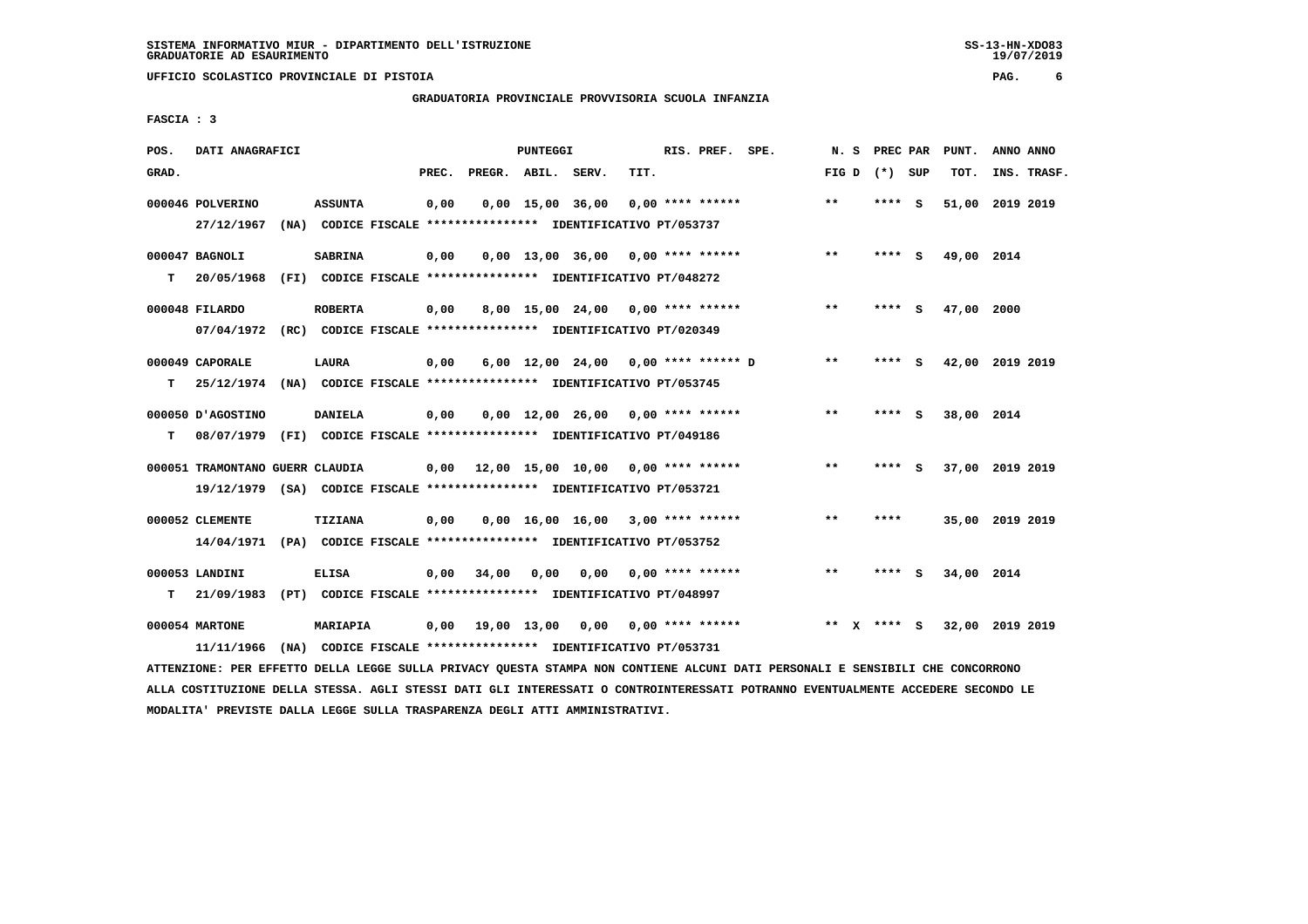SISTEMA INFORMATIVO MIUR - DIPARTIMENTO DELL'ISTRUZIONE
GRADUATORIE AD ESAURIMENTO

UFFICIO SCOLASTICO PROVINCIALE DI PISTOIA

GRADUATORIA PROVINCIALE PROVVISORIA SCUOLA INFANZIA

FASCIA : 3

| POS. GRAD. | DATI ANAGRAFICI | | PREC. | PREGR. | ABIL. | SERV. | TIT. | RIS. PREF. SPE. | N. S FIG D | PREC PAR (*) SUP | PUNT. TOT. | ANNO ANNO INS. TRASF. |
|---|---|---|---|---|---|---|---|---|---|---|---|---|
| 000046 | POLVERINO 27/12/1967 (NA) CODICE FISCALE **************** IDENTIFICATIVO PT/053737 | ASSUNTA | 0,00 | 0,00 | 15,00 | 36,00 | 0,00 | **** ****** | ** | **** S | 51,00 | 2019 2019 |
| 000047 T | BAGNOLI 20/05/1968 (FI) CODICE FISCALE **************** IDENTIFICATIVO PT/048272 | SABRINA | 0,00 | 0,00 | 13,00 | 36,00 | 0,00 | **** ****** | ** | **** S | 49,00 | 2014 |
| 000048 | FILARDO 07/04/1972 (RC) CODICE FISCALE **************** IDENTIFICATIVO PT/020349 | ROBERTA | 0,00 | 8,00 | 15,00 | 24,00 | 0,00 | **** ****** | ** | **** S | 47,00 | 2000 |
| 000049 T | CAPORALE 25/12/1974 (NA) CODICE FISCALE **************** IDENTIFICATIVO PT/053745 | LAURA | 0,00 | 6,00 | 12,00 | 24,00 | 0,00 | **** ****** D | ** | **** S | 42,00 | 2019 2019 |
| 000050 T | D'AGOSTINO 08/07/1979 (FI) CODICE FISCALE **************** IDENTIFICATIVO PT/049186 | DANIELA | 0,00 | 0,00 | 12,00 | 26,00 | 0,00 | **** ****** | ** | **** S | 38,00 | 2014 |
| 000051 | TRAMONTANO GUERR 19/12/1979 (SA) CODICE FISCALE **************** IDENTIFICATIVO PT/053721 | CLAUDIA | 0,00 | 12,00 | 15,00 | 10,00 | 0,00 | **** ****** | ** | **** S | 37,00 | 2019 2019 |
| 000052 | CLEMENTE 14/04/1971 (PA) CODICE FISCALE **************** IDENTIFICATIVO PT/053752 | TIZIANA | 0,00 | 0,00 | 16,00 | 16,00 | 3,00 | **** ****** | ** | **** | 35,00 | 2019 2019 |
| 000053 T | LANDINI 21/09/1983 (PT) CODICE FISCALE **************** IDENTIFICATIVO PT/048997 | ELISA | 0,00 | 34,00 | 0,00 | 0,00 | 0,00 | **** ****** | ** | **** S | 34,00 | 2014 |
| 000054 | MARTONE 11/11/1966 (NA) CODICE FISCALE **************** IDENTIFICATIVO PT/053731 | MARIAPIA | 0,00 | 19,00 | 13,00 | 0,00 | 0,00 | **** ****** | ** X | **** S | 32,00 | 2019 2019 |

ATTENZIONE: PER EFFETTO DELLA LEGGE SULLA PRIVACY QUESTA STAMPA NON CONTIENE ALCUNI DATI PERSONALI E SENSIBILI CHE CONCORRONO ALLA COSTITUZIONE DELLA STESSA. AGLI STESSI DATI GLI INTERESSATI O CONTROINTERESSATI POTRANNO EVENTUALMENTE ACCEDERE SECONDO LE MODALITA' PREVISTE DALLA LEGGE SULLA TRASPARENZA DEGLI ATTI AMMINISTRATIVI.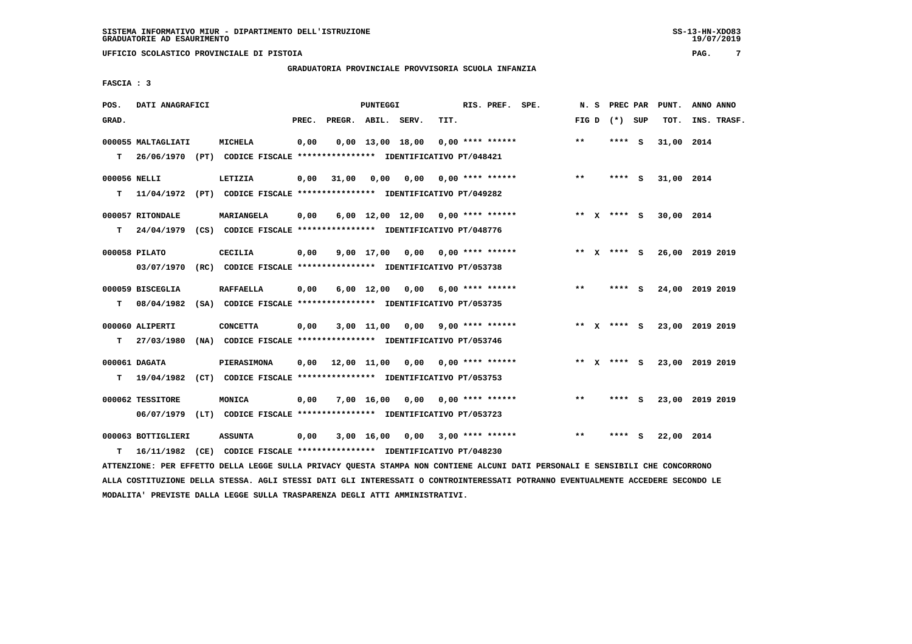SISTEMA INFORMATIVO MIUR - DIPARTIMENTO DELL'ISTRUZIONE
GRADUATORIE AD ESAURIMENTO

UFFICIO SCOLASTICO PROVINCIALE DI PISTOIA

GRADUATORIA PROVINCIALE PROVVISORIA SCUOLA INFANZIA

FASCIA : 3

| POS. GRAD. | DATI ANAGRAFICI | | PREC. | PREGR. | ABIL. | SERV. | TIT. | RIS. PREF. SPE. | N. S FIG D | PREC PAR (*) SUP | PUNT. TOT. | ANNO ANNO INS. TRASF. |
|---|---|---|---|---|---|---|---|---|---|---|---|---|
| 000055 | MALTAGLIATI | MICHELA | 0,00 | 0,00 | 13,00 | 18,00 | 0,00 | **** ****** | ** | **** S | 31,00 | 2014 |
| T | 26/06/1970 (PT) | CODICE FISCALE **************** IDENTIFICATIVO PT/048421 | | | | | | | | | | |
| 000056 | NELLI | LETIZIA | 0,00 | 31,00 | 0,00 | 0,00 | 0,00 | **** ****** | ** | **** S | 31,00 | 2014 |
| T | 11/04/1972 (PT) | CODICE FISCALE **************** IDENTIFICATIVO PT/049282 | | | | | | | | | | |
| 000057 | RITONDALE | MARIANGELA | 0,00 | 6,00 | 12,00 | 12,00 | 0,00 | **** ****** | ** X | **** S | 30,00 | 2014 |
| T | 24/04/1979 (CS) | CODICE FISCALE **************** IDENTIFICATIVO PT/048776 | | | | | | | | | | |
| 000058 | PILATO | CECILIA | 0,00 | 9,00 | 17,00 | 0,00 | 0,00 | **** ****** | ** X | **** S | 26,00 | 2019 2019 |
| | 03/07/1970 (RC) | CODICE FISCALE **************** IDENTIFICATIVO PT/053738 | | | | | | | | | | |
| 000059 | BISCEGLIA | RAFFAELLA | 0,00 | 6,00 | 12,00 | 0,00 | 6,00 | **** ****** | ** | **** S | 24,00 | 2019 2019 |
| T | 08/04/1982 (SA) | CODICE FISCALE **************** IDENTIFICATIVO PT/053735 | | | | | | | | | | |
| 000060 | ALIPERTI | CONCETTA | 0,00 | 3,00 | 11,00 | 0,00 | 9,00 | **** ****** | ** X | **** S | 23,00 | 2019 2019 |
| T | 27/03/1980 (NA) | CODICE FISCALE **************** IDENTIFICATIVO PT/053746 | | | | | | | | | | |
| 000061 | DAGATA | PIERASIMONA | 0,00 | 12,00 | 11,00 | 0,00 | 0,00 | **** ****** | ** X | **** S | 23,00 | 2019 2019 |
| T | 19/04/1982 (CT) | CODICE FISCALE **************** IDENTIFICATIVO PT/053753 | | | | | | | | | | |
| 000062 | TESSITORE | MONICA | 0,00 | 7,00 | 16,00 | 0,00 | 0,00 | **** ****** | ** | **** S | 23,00 | 2019 2019 |
| | 06/07/1979 (LT) | CODICE FISCALE **************** IDENTIFICATIVO PT/053723 | | | | | | | | | | |
| 000063 | BOTTIGLIERI | ASSUNTA | 0,00 | 3,00 | 16,00 | 0,00 | 3,00 | **** ****** | ** | **** S | 22,00 | 2014 |
| T | 16/11/1982 (CE) | CODICE FISCALE **************** IDENTIFICATIVO PT/048230 | | | | | | | | | | |

ATTENZIONE: PER EFFETTO DELLA LEGGE SULLA PRIVACY QUESTA STAMPA NON CONTIENE ALCUNI DATI PERSONALI E SENSIBILI CHE CONCORRONO ALLA COSTITUZIONE DELLA STESSA. AGLI STESSI DATI GLI INTERESSATI O CONTROINTERESSATI POTRANNO EVENTUALMENTE ACCEDERE SECONDO LE MODALITA' PREVISTE DALLA LEGGE SULLA TRASPARENZA DEGLI ATTI AMMINISTRATIVI.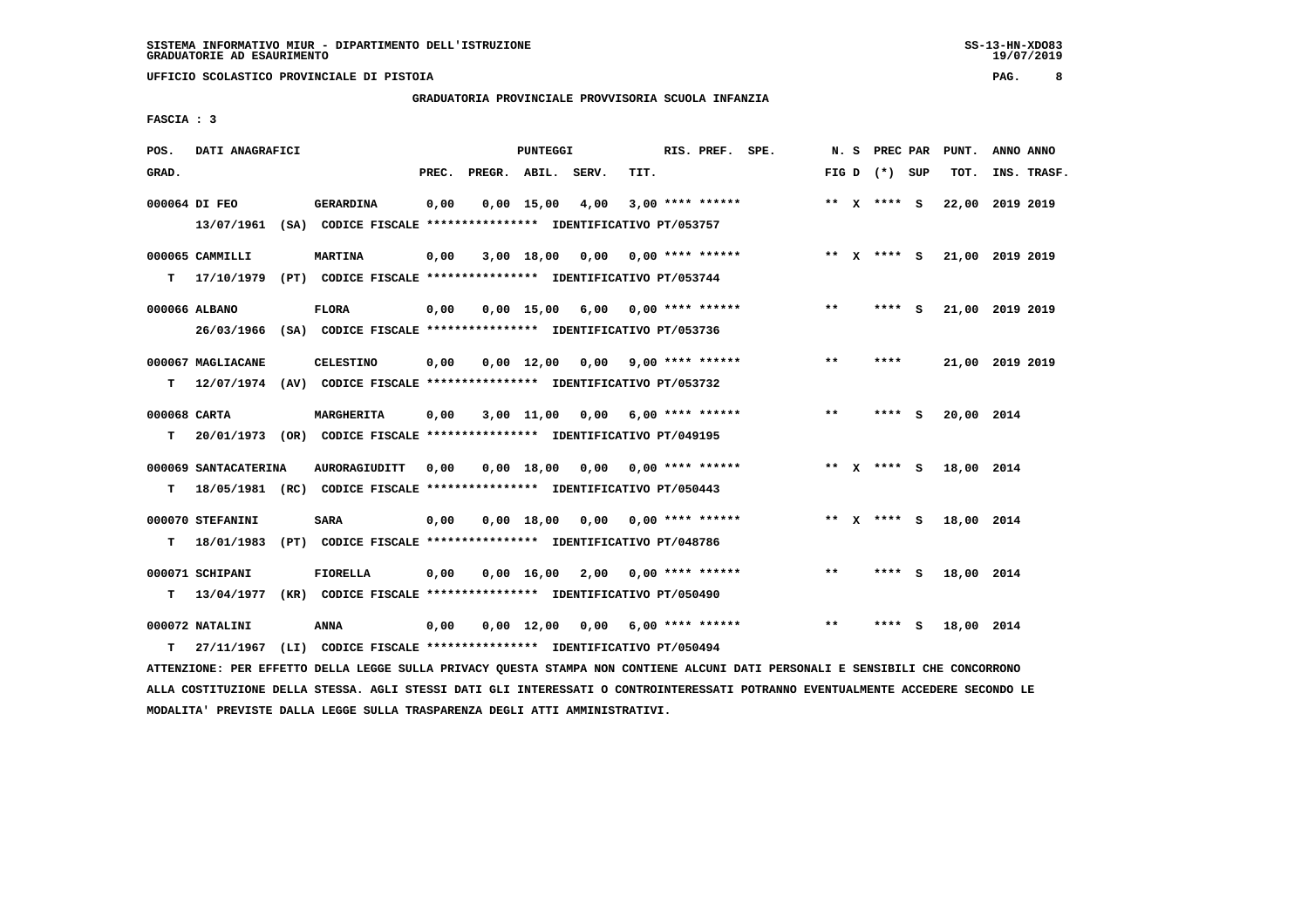SISTEMA INFORMATIVO MIUR - DIPARTIMENTO DELL'ISTRUZIONE
GRADUATORIE AD ESAURIMENTO

UFFICIO SCOLASTICO PROVINCIALE DI PISTOIA

GRADUATORIA PROVINCIALE PROVVISORIA SCUOLA INFANZIA

FASCIA : 3

| POS. GRAD. | DATI ANAGRAFICI | | PREC. | PREGR. | ABIL. | SERV. | TIT. | RIS. PREF. SPE. | N. S FIG D | PREC PAR (*) SUP | PUNT. TOT. | ANNO ANNO INS. TRASF. |
|---|---|---|---|---|---|---|---|---|---|---|---|---|
| 000064 DI FEO | | GERARDINA | 0,00 | 0,00 | 15,00 | 4,00 | 3,00 | **** ****** | ** X | **** S | 22,00 | 2019 2019 |
| | 13/07/1961 (SA) CODICE FISCALE **************** IDENTIFICATIVO PT/053757 | | | | | | | | | | | |
| 000065 CAMMILLI | | MARTINA | 0,00 | 3,00 | 18,00 | 0,00 | 0,00 | **** ****** | ** X | **** S | 21,00 | 2019 2019 |
| T | 17/10/1979 (PT) CODICE FISCALE **************** IDENTIFICATIVO PT/053744 | | | | | | | | | | | |
| 000066 ALBANO | | FLORA | 0,00 | 0,00 | 15,00 | 6,00 | 0,00 | **** ****** | ** | **** S | 21,00 | 2019 2019 |
| | 26/03/1966 (SA) CODICE FISCALE **************** IDENTIFICATIVO PT/053736 | | | | | | | | | | | |
| 000067 MAGLIACANE | | CELESTINO | 0,00 | 0,00 | 12,00 | 0,00 | 9,00 | **** ****** | ** | **** | 21,00 | 2019 2019 |
| T | 12/07/1974 (AV) CODICE FISCALE **************** IDENTIFICATIVO PT/053732 | | | | | | | | | | | |
| 000068 CARTA | | MARGHERITA | 0,00 | 3,00 | 11,00 | 0,00 | 6,00 | **** ****** | ** | **** S | 20,00 | 2014 |
| T | 20/01/1973 (OR) CODICE FISCALE **************** IDENTIFICATIVO PT/049195 | | | | | | | | | | | |
| 000069 SANTACATERINA | | AURORAGIUDITT | 0,00 | 0,00 | 18,00 | 0,00 | 0,00 | **** ****** | ** X | **** S | 18,00 | 2014 |
| T | 18/05/1981 (RC) CODICE FISCALE **************** IDENTIFICATIVO PT/050443 | | | | | | | | | | | |
| 000070 STEFANINI | | SARA | 0,00 | 0,00 | 18,00 | 0,00 | 0,00 | **** ****** | ** X | **** S | 18,00 | 2014 |
| T | 18/01/1983 (PT) CODICE FISCALE **************** IDENTIFICATIVO PT/048786 | | | | | | | | | | | |
| 000071 SCHIPANI | | FIORELLA | 0,00 | 0,00 | 16,00 | 2,00 | 0,00 | **** ****** | ** | **** S | 18,00 | 2014 |
| T | 13/04/1977 (KR) CODICE FISCALE **************** IDENTIFICATIVO PT/050490 | | | | | | | | | | | |
| 000072 NATALINI | | ANNA | 0,00 | 0,00 | 12,00 | 0,00 | 6,00 | **** ****** | ** | **** S | 18,00 | 2014 |
| T | 27/11/1967 (LI) CODICE FISCALE **************** IDENTIFICATIVO PT/050494 | | | | | | | | | | | |

ATTENZIONE: PER EFFETTO DELLA LEGGE SULLA PRIVACY QUESTA STAMPA NON CONTIENE ALCUNI DATI PERSONALI E SENSIBILI CHE CONCORRONO ALLA COSTITUZIONE DELLA STESSA. AGLI STESSI DATI GLI INTERESSATI O CONTROINTERESSATI POTRANNO EVENTUALMENTE ACCEDERE SECONDO LE MODALITA' PREVISTE DALLA LEGGE SULLA TRASPARENZA DEGLI ATTI AMMINISTRATIVI.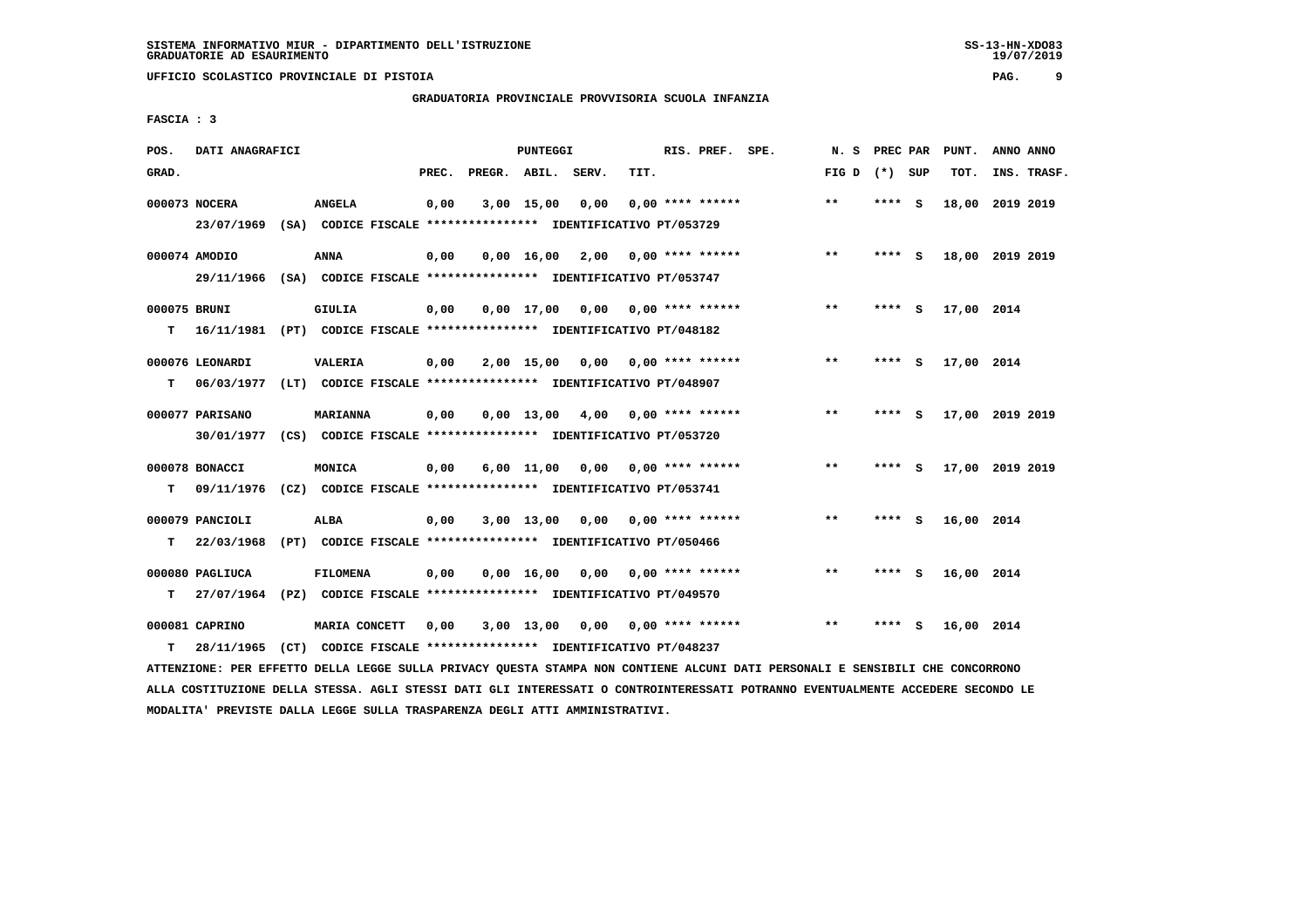SISTEMA INFORMATIVO MIUR - DIPARTIMENTO DELL'ISTRUZIONE
GRADUATORIE AD ESAURIMENTO

UFFICIO SCOLASTICO PROVINCIALE DI PISTOIA

GRADUATORIA PROVINCIALE PROVVISORIA SCUOLA INFANZIA

FASCIA : 3

| POS. GRAD. | DATI ANAGRAFICI | | PREC. | PREGR. | ABIL. | SERV. | TIT. | RIS. PREF. SPE. | N. S FIG D | PREC PAR (*) SUP | PUNT. TOT. | ANNO ANNO INS. TRASF. |
|---|---|---|---|---|---|---|---|---|---|---|---|---|
| 000073 NOCERA | ANGELA | | 0,00 | 3,00 | 15,00 | 0,00 | 0,00 | **** ****** | ** | **** S | 18,00 | 2019 2019 |
| | 23/07/1969 (SA) CODICE FISCALE **************** IDENTIFICATIVO PT/053729 | | | | | | | | | | | |
| 000074 AMODIO | ANNA | | 0,00 | 0,00 | 16,00 | 2,00 | 0,00 | **** ****** | ** | **** S | 18,00 | 2019 2019 |
| | 29/11/1966 (SA) CODICE FISCALE **************** IDENTIFICATIVO PT/053747 | | | | | | | | | | | |
| 000075 BRUNI | GIULIA | | 0,00 | 0,00 | 17,00 | 0,00 | 0,00 | **** ****** | ** | **** S | 17,00 | 2014 |
| T | 16/11/1981 (PT) CODICE FISCALE **************** IDENTIFICATIVO PT/048182 | | | | | | | | | | | |
| 000076 LEONARDI | VALERIA | | 0,00 | 2,00 | 15,00 | 0,00 | 0,00 | **** ****** | ** | **** S | 17,00 | 2014 |
| T | 06/03/1977 (LT) CODICE FISCALE **************** IDENTIFICATIVO PT/048907 | | | | | | | | | | | |
| 000077 PARISANO | MARIANNA | | 0,00 | 0,00 | 13,00 | 4,00 | 0,00 | **** ****** | ** | **** S | 17,00 | 2019 2019 |
| | 30/01/1977 (CS) CODICE FISCALE **************** IDENTIFICATIVO PT/053720 | | | | | | | | | | | |
| 000078 BONACCI | MONICA | | 0,00 | 6,00 | 11,00 | 0,00 | 0,00 | **** ****** | ** | **** S | 17,00 | 2019 2019 |
| T | 09/11/1976 (CZ) CODICE FISCALE **************** IDENTIFICATIVO PT/053741 | | | | | | | | | | | |
| 000079 PANCIOLI | ALBA | | 0,00 | 3,00 | 13,00 | 0,00 | 0,00 | **** ****** | ** | **** S | 16,00 | 2014 |
| T | 22/03/1968 (PT) CODICE FISCALE **************** IDENTIFICATIVO PT/050466 | | | | | | | | | | | |
| 000080 PAGLIUCA | FILOMENA | | 0,00 | 0,00 | 16,00 | 0,00 | 0,00 | **** ****** | ** | **** S | 16,00 | 2014 |
| T | 27/07/1964 (PZ) CODICE FISCALE **************** IDENTIFICATIVO PT/049570 | | | | | | | | | | | |
| 000081 CAPRINO | MARIA CONCETT | | 0,00 | 3,00 | 13,00 | 0,00 | 0,00 | **** ****** | ** | **** S | 16,00 | 2014 |
| T | 28/11/1965 (CT) CODICE FISCALE **************** IDENTIFICATIVO PT/048237 | | | | | | | | | | | |

ATTENZIONE: PER EFFETTO DELLA LEGGE SULLA PRIVACY QUESTA STAMPA NON CONTIENE ALCUNI DATI PERSONALI E SENSIBILI CHE CONCORRONO ALLA COSTITUZIONE DELLA STESSA. AGLI STESSI DATI GLI INTERESSATI O CONTROINTERESSATI POTRANNO EVENTUALMENTE ACCEDERE SECONDO LE MODALITA' PREVISTE DALLA LEGGE SULLA TRASPARENZA DEGLI ATTI AMMINISTRATIVI.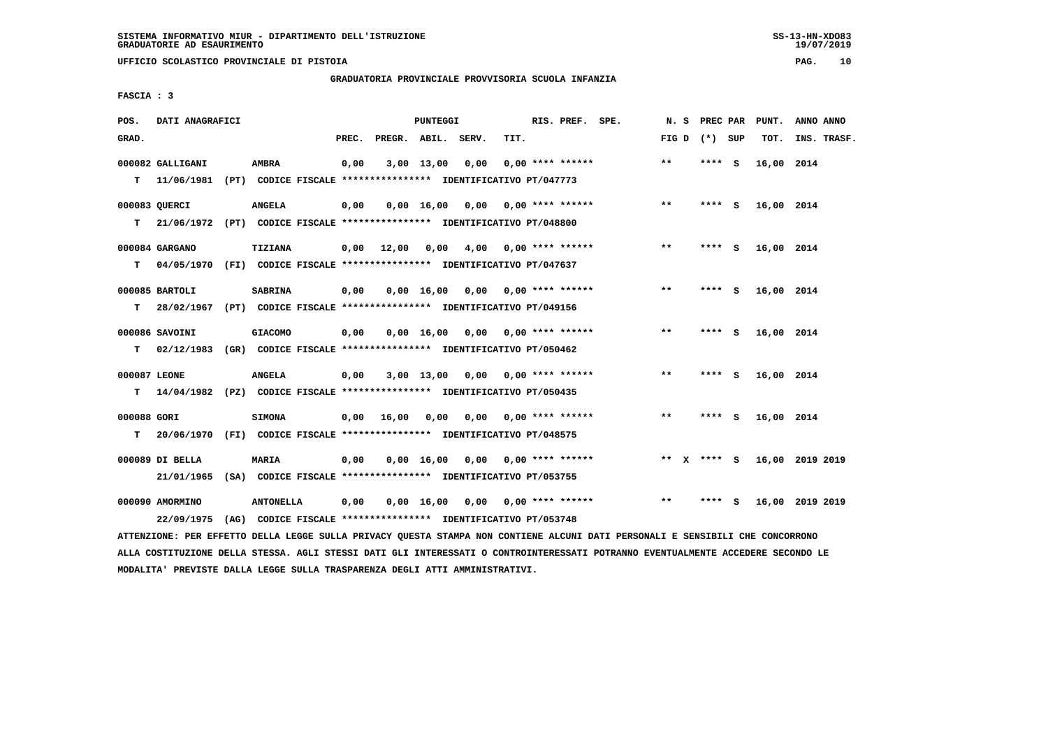GRADUATORIA PROVINCIALE PROVVISORIA SCUOLA INFANZIA

FASCIA : 3

| POS. GRAD. | DATI ANAGRAFICI | | PREC. | PREGR. | ABIL. | SERV. | TIT. | RIS. PREF. SPE. | N. S FIG D | PREC PAR (*) SUP | PUNT. TOT. | ANNO ANNO INS. TRASF. |
|---|---|---|---|---|---|---|---|---|---|---|---|---|
| 000082 | GALLIGANI | AMBRA | 0,00 | 3,00 | 13,00 | 0,00 | 0,00 | **** ****** | ** | **** S | 16,00 | 2014 |
| T | 11/06/1981 (PT) CODICE FISCALE **************** IDENTIFICATIVO PT/047773 | | | | | | | | | | | |
| 000083 | QUERCI | ANGELA | 0,00 | 0,00 | 16,00 | 0,00 | 0,00 | **** ****** | ** | **** S | 16,00 | 2014 |
| T | 21/06/1972 (PT) CODICE FISCALE **************** IDENTIFICATIVO PT/048800 | | | | | | | | | | | |
| 000084 | GARGANO | TIZIANA | 0,00 | 12,00 | 0,00 | 4,00 | 0,00 | **** ****** | ** | **** S | 16,00 | 2014 |
| T | 04/05/1970 (FI) CODICE FISCALE **************** IDENTIFICATIVO PT/047637 | | | | | | | | | | | |
| 000085 | BARTOLI | SABRINA | 0,00 | 0,00 | 16,00 | 0,00 | 0,00 | **** ****** | ** | **** S | 16,00 | 2014 |
| T | 28/02/1967 (PT) CODICE FISCALE **************** IDENTIFICATIVO PT/049156 | | | | | | | | | | | |
| 000086 | SAVOINI | GIACOMO | 0,00 | 0,00 | 16,00 | 0,00 | 0,00 | **** ****** | ** | **** S | 16,00 | 2014 |
| T | 02/12/1983 (GR) CODICE FISCALE **************** IDENTIFICATIVO PT/050462 | | | | | | | | | | | |
| 000087 | LEONE | ANGELA | 0,00 | 3,00 | 13,00 | 0,00 | 0,00 | **** ****** | ** | **** S | 16,00 | 2014 |
| T | 14/04/1982 (PZ) CODICE FISCALE **************** IDENTIFICATIVO PT/050435 | | | | | | | | | | | |
| 000088 | GORI | SIMONA | 0,00 | 16,00 | 0,00 | 0,00 | 0,00 | **** ****** | ** | **** S | 16,00 | 2014 |
| T | 20/06/1970 (FI) CODICE FISCALE **************** IDENTIFICATIVO PT/048575 | | | | | | | | | | | |
| 000089 | DI BELLA | MARIA | 0,00 | 0,00 | 16,00 | 0,00 | 0,00 | **** ****** | ** X | **** S | 16,00 | 2019 2019 |
| | 21/01/1965 (SA) CODICE FISCALE **************** IDENTIFICATIVO PT/053755 | | | | | | | | | | | |
| 000090 | AMORMINO | ANTONELLA | 0,00 | 0,00 | 16,00 | 0,00 | 0,00 | **** ****** | ** | **** S | 16,00 | 2019 2019 |
| | 22/09/1975 (AG) CODICE FISCALE **************** IDENTIFICATIVO PT/053748 | | | | | | | | | | | |

ATTENZIONE: PER EFFETTO DELLA LEGGE SULLA PRIVACY QUESTA STAMPA NON CONTIENE ALCUNI DATI PERSONALI E SENSIBILI CHE CONCORRONO ALLA COSTITUZIONE DELLA STESSA. AGLI STESSI DATI GLI INTERESSATI O CONTROINTERESSATI POTRANNO EVENTUALMENTE ACCEDERE SECONDO LE MODALITA' PREVISTE DALLA LEGGE SULLA TRASPARENZA DEGLI ATTI AMMINISTRATIVI.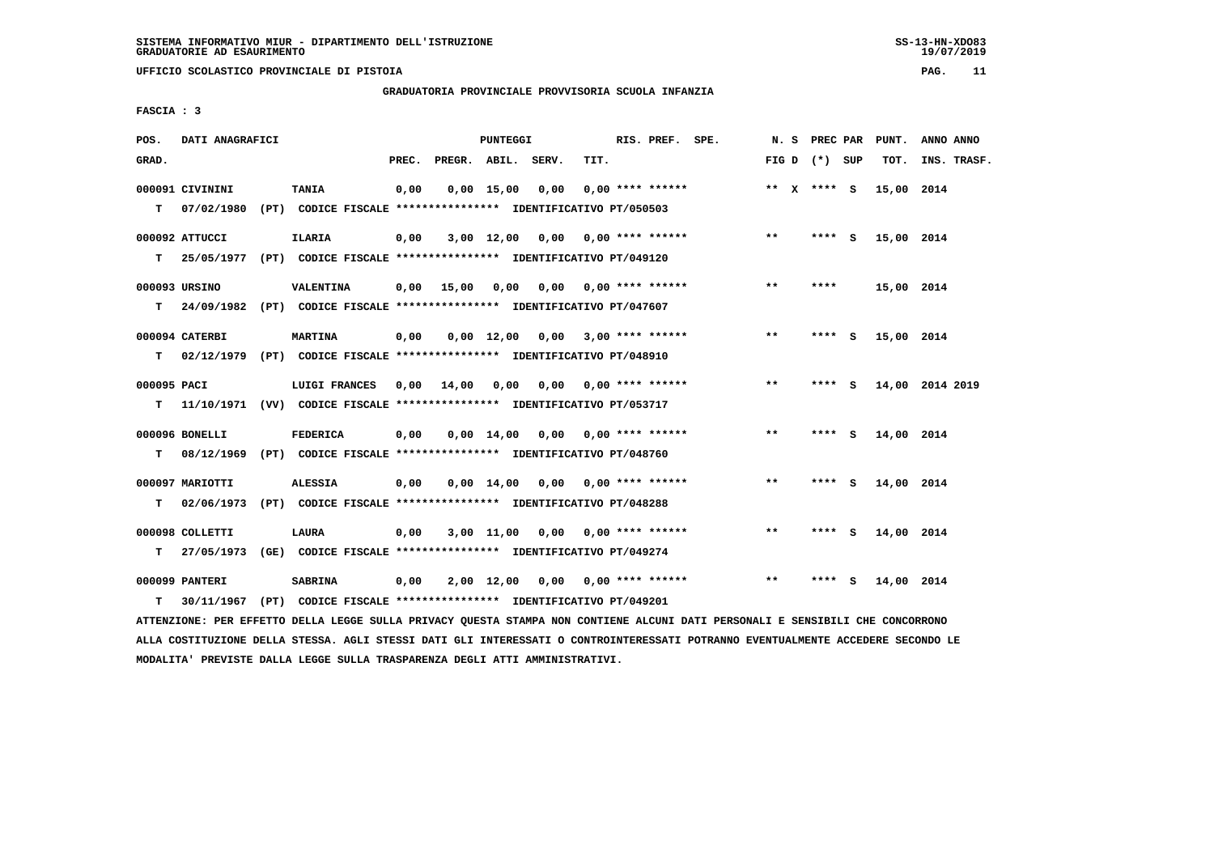SISTEMA INFORMATIVO MIUR - DIPARTIMENTO DELL'ISTRUZIONE
GRADUATORIE AD ESAURIMENTO

UFFICIO SCOLASTICO PROVINCIALE DI PISTOIA

GRADUATORIA PROVINCIALE PROVVISORIA SCUOLA INFANZIA

FASCIA : 3

| POS. GRAD. | DATI ANAGRAFICI | | PREC. | PREGR. | ABIL. | SERV. | TIT. | RIS. PREF. | SPE. | N. S FIG D | PREC PAR (*) | SUP | PUNT. TOT. | ANNO INS. | ANNO TRASF. |
|---|---|---|---|---|---|---|---|---|---|---|---|---|---|---|---|
| 000091 | CIVININI | TANIA | 0,00 | 0,00 | 15,00 | 0,00 | 0,00 | **** ****** | | ** X | **** | S | 15,00 | 2014 | |
| T | 07/02/1980 (PT) | CODICE FISCALE **************** IDENTIFICATIVO PT/050503 | | | | | | | | | | | | | |
| 000092 | ATTUCCI | ILARIA | 0,00 | 3,00 | 12,00 | 0,00 | 0,00 | **** ****** | | ** | **** | S | 15,00 | 2014 | |
| T | 25/05/1977 (PT) | CODICE FISCALE **************** IDENTIFICATIVO PT/049120 | | | | | | | | | | | | | |
| 000093 | URSINO | VALENTINA | 0,00 | 15,00 | 0,00 | 0,00 | 0,00 | **** ****** | | ** | **** | | 15,00 | 2014 | |
| T | 24/09/1982 (PT) | CODICE FISCALE **************** IDENTIFICATIVO PT/047607 | | | | | | | | | | | | | |
| 000094 | CATERBI | MARTINA | 0,00 | 0,00 | 12,00 | 0,00 | 3,00 | **** ****** | | ** | **** | S | 15,00 | 2014 | |
| T | 02/12/1979 (PT) | CODICE FISCALE **************** IDENTIFICATIVO PT/048910 | | | | | | | | | | | | | |
| 000095 | PACI | LUIGI FRANCES | 0,00 | 14,00 | 0,00 | 0,00 | 0,00 | **** ****** | | ** | **** | S | 14,00 | 2014 | 2019 |
| T | 11/10/1971 (VV) | CODICE FISCALE **************** IDENTIFICATIVO PT/053717 | | | | | | | | | | | | | |
| 000096 | BONELLI | FEDERICA | 0,00 | 0,00 | 14,00 | 0,00 | 0,00 | **** ****** | | ** | **** | S | 14,00 | 2014 | |
| T | 08/12/1969 (PT) | CODICE FISCALE **************** IDENTIFICATIVO PT/048760 | | | | | | | | | | | | | |
| 000097 | MARIOTTI | ALESSIA | 0,00 | 0,00 | 14,00 | 0,00 | 0,00 | **** ****** | | ** | **** | S | 14,00 | 2014 | |
| T | 02/06/1973 (PT) | CODICE FISCALE **************** IDENTIFICATIVO PT/048288 | | | | | | | | | | | | | |
| 000098 | COLLETTI | LAURA | 0,00 | 3,00 | 11,00 | 0,00 | 0,00 | **** ****** | | ** | **** | S | 14,00 | 2014 | |
| T | 27/05/1973 (GE) | CODICE FISCALE **************** IDENTIFICATIVO PT/049274 | | | | | | | | | | | | | |
| 000099 | PANTERI | SABRINA | 0,00 | 2,00 | 12,00 | 0,00 | 0,00 | **** ****** | | ** | **** | S | 14,00 | 2014 | |
| T | 30/11/1967 (PT) | CODICE FISCALE **************** IDENTIFICATIVO PT/049201 | | | | | | | | | | | | | |

ATTENZIONE: PER EFFETTO DELLA LEGGE SULLA PRIVACY QUESTA STAMPA NON CONTIENE ALCUNI DATI PERSONALI E SENSIBILI CHE CONCORRONO ALLA COSTITUZIONE DELLA STESSA. AGLI STESSI DATI GLI INTERESSATI O CONTROINTERESSATI POTRANNO EVENTUALMENTE ACCEDERE SECONDO LE MODALITA' PREVISTE DALLA LEGGE SULLA TRASPARENZA DEGLI ATTI AMMINISTRATIVI.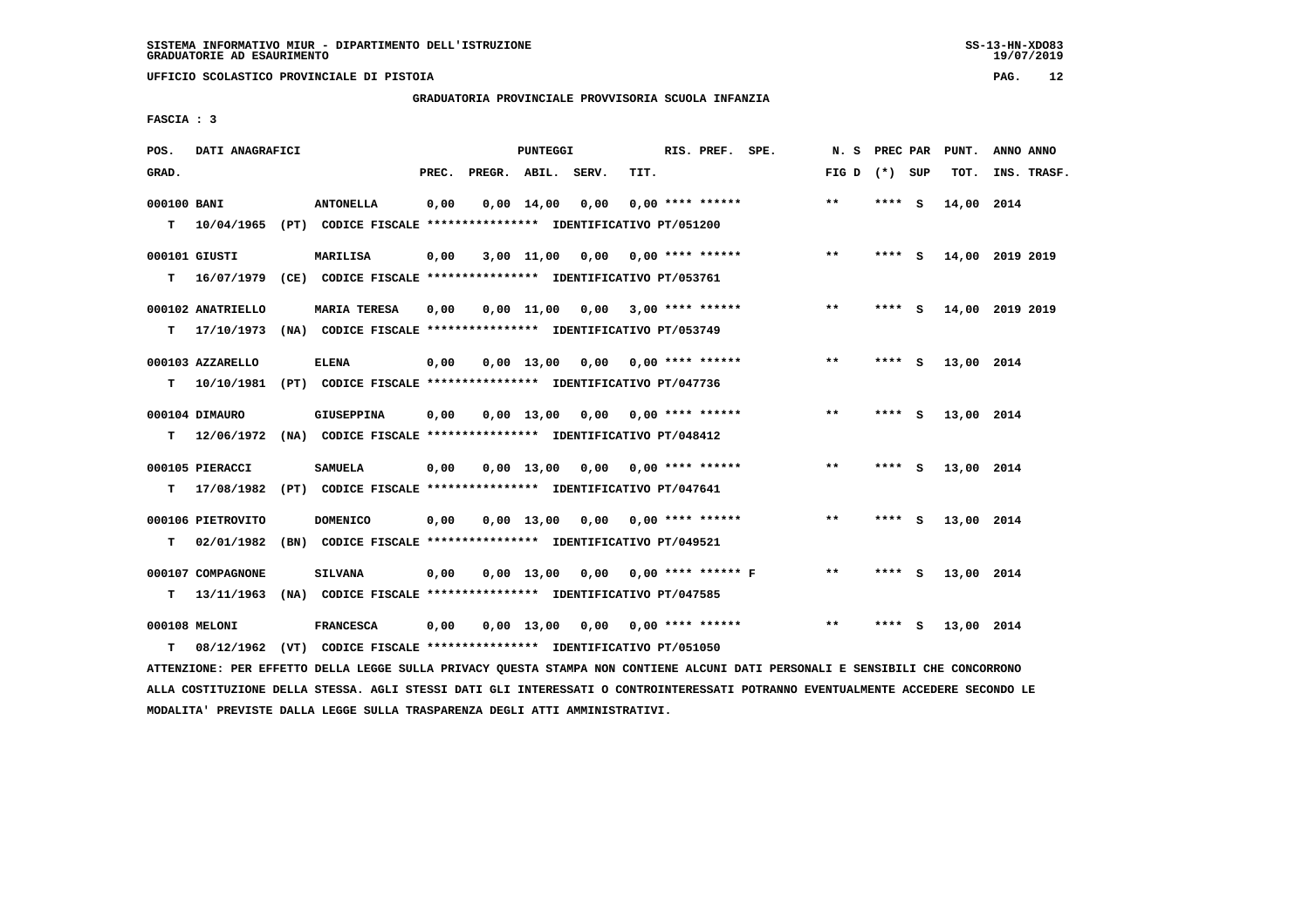SISTEMA INFORMATIVO MIUR - DIPARTIMENTO DELL'ISTRUZIONE
GRADUATORIE AD ESAURIMENTO

UFFICIO SCOLASTICO PROVINCIALE DI PISTOIA

GRADUATORIA PROVINCIALE PROVVISORIA SCUOLA INFANZIA

FASCIA : 3

| POS. GRAD. | DATI ANAGRAFICI | | PREC. | PREGR. | ABIL. | SERV. | TIT. | RIS. PREF. SPE. | N. S FIG D | PREC PAR (*) SUP | PUNT. TOT. | ANNO ANNO INS. TRASF. |
|---|---|---|---|---|---|---|---|---|---|---|---|---|
| 000100 BANI | | ANTONELLA | 0,00 | 0,00 | 14,00 | 0,00 | 0,00 | **** ****** | ** | **** S | 14,00 | 2014 |
| T 10/04/1965 (PT) | CODICE FISCALE **************** | IDENTIFICATIVO PT/051200 | | | | | | | | | | |
| 000101 GIUSTI | | MARILISA | 0,00 | 3,00 | 11,00 | 0,00 | 0,00 | **** ****** | ** | **** S | 14,00 | 2019 2019 |
| T 16/07/1979 (CE) | CODICE FISCALE **************** | IDENTIFICATIVO PT/053761 | | | | | | | | | | |
| 000102 ANATRIELLO | | MARIA TERESA | 0,00 | 0,00 | 11,00 | 0,00 | 3,00 | **** ****** | ** | **** S | 14,00 | 2019 2019 |
| T 17/10/1973 (NA) | CODICE FISCALE **************** | IDENTIFICATIVO PT/053749 | | | | | | | | | | |
| 000103 AZZARELLO | | ELENA | 0,00 | 0,00 | 13,00 | 0,00 | 0,00 | **** ****** | ** | **** S | 13,00 | 2014 |
| T 10/10/1981 (PT) | CODICE FISCALE **************** | IDENTIFICATIVO PT/047736 | | | | | | | | | | |
| 000104 DIMAURO | | GIUSEPPINA | 0,00 | 0,00 | 13,00 | 0,00 | 0,00 | **** ****** | ** | **** S | 13,00 | 2014 |
| T 12/06/1972 (NA) | CODICE FISCALE **************** | IDENTIFICATIVO PT/048412 | | | | | | | | | | |
| 000105 PIERACCI | | SAMUELA | 0,00 | 0,00 | 13,00 | 0,00 | 0,00 | **** ****** | ** | **** S | 13,00 | 2014 |
| T 17/08/1982 (PT) | CODICE FISCALE **************** | IDENTIFICATIVO PT/047641 | | | | | | | | | | |
| 000106 PIETROVITO | | DOMENICO | 0,00 | 0,00 | 13,00 | 0,00 | 0,00 | **** ****** | ** | **** S | 13,00 | 2014 |
| T 02/01/1982 (BN) | CODICE FISCALE **************** | IDENTIFICATIVO PT/049521 | | | | | | | | | | |
| 000107 COMPAGNONE | | SILVANA | 0,00 | 0,00 | 13,00 | 0,00 | 0,00 | **** ****** F | ** | **** S | 13,00 | 2014 |
| T 13/11/1963 (NA) | CODICE FISCALE **************** | IDENTIFICATIVO PT/047585 | | | | | | | | | | |
| 000108 MELONI | | FRANCESCA | 0,00 | 0,00 | 13,00 | 0,00 | 0,00 | **** ****** | ** | **** S | 13,00 | 2014 |
| T 08/12/1962 (VT) | CODICE FISCALE **************** | IDENTIFICATIVO PT/051050 | | | | | | | | | | |

ATTENZIONE: PER EFFETTO DELLA LEGGE SULLA PRIVACY QUESTA STAMPA NON CONTIENE ALCUNI DATI PERSONALI E SENSIBILI CHE CONCORRONO ALLA COSTITUZIONE DELLA STESSA. AGLI STESSI DATI GLI INTERESSATI O CONTROINTERESSATI POTRANNO EVENTUALMENTE ACCEDERE SECONDO LE MODALITA' PREVISTE DALLA LEGGE SULLA TRASPARENZA DEGLI ATTI AMMINISTRATIVI.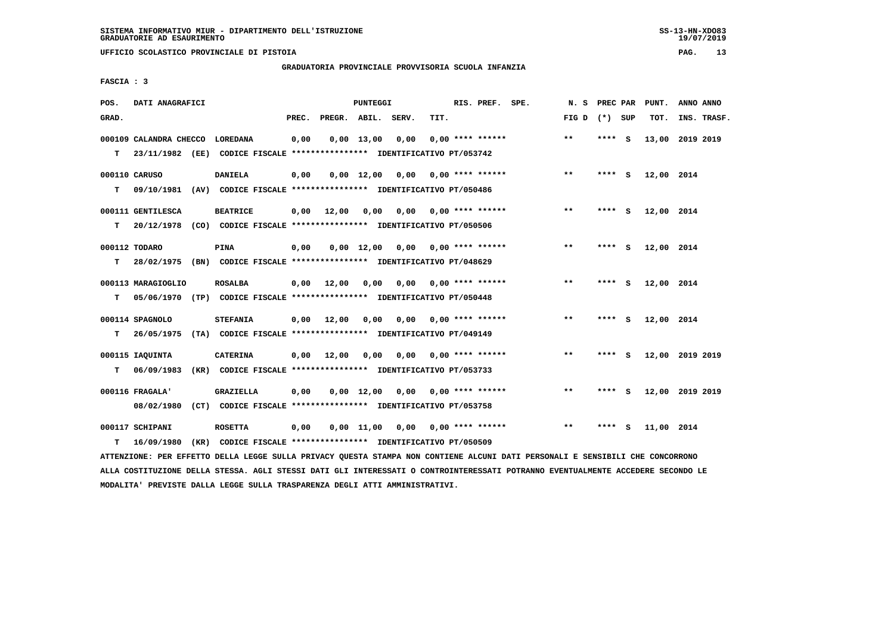SISTEMA INFORMATIVO MIUR - DIPARTIMENTO DELL'ISTRUZIONE
GRADUATORIE AD ESAURIMENTO

UFFICIO SCOLASTICO PROVINCIALE DI PISTOIA

GRADUATORIA PROVINCIALE PROVVISORIA SCUOLA INFANZIA

FASCIA : 3

| POS. GRAD. | DATI ANAGRAFICI | | PREC. | PREGR. | ABIL. | SERV. | TIT. | RIS. PREF. SPE. | N. S FIG D | PREC PAR (*) SUP | PUNT. TOT. | ANNO ANNO INS. TRASF. |
|---|---|---|---|---|---|---|---|---|---|---|---|---|
| 000109 | CALANDRA CHECCO | LOREDANA | 0,00 | 0,00 | 13,00 | 0,00 | 0,00 | **** ****** | ** | **** S | 13,00 | 2019 2019 |
| T | 23/11/1982 (EE) | CODICE FISCALE **************** IDENTIFICATIVO PT/053742 | | | | | | | | | | |
| 000110 | CARUSO | DANIELA | 0,00 | 0,00 | 12,00 | 0,00 | 0,00 | **** ****** | ** | **** S | 12,00 | 2014 |
| T | 09/10/1981 (AV) | CODICE FISCALE **************** IDENTIFICATIVO PT/050486 | | | | | | | | | | |
| 000111 | GENTILESCA | BEATRICE | 0,00 | 12,00 | 0,00 | 0,00 | 0,00 | **** ****** | ** | **** S | 12,00 | 2014 |
| T | 20/12/1978 (CO) | CODICE FISCALE **************** IDENTIFICATIVO PT/050506 | | | | | | | | | | |
| 000112 | TODARO | PINA | 0,00 | 0,00 | 12,00 | 0,00 | 0,00 | **** ****** | ** | **** S | 12,00 | 2014 |
| T | 28/02/1975 (BN) | CODICE FISCALE **************** IDENTIFICATIVO PT/048629 | | | | | | | | | | |
| 000113 | MARAGIOGLIO | ROSALBA | 0,00 | 12,00 | 0,00 | 0,00 | 0,00 | **** ****** | ** | **** S | 12,00 | 2014 |
| T | 05/06/1970 (TP) | CODICE FISCALE **************** IDENTIFICATIVO PT/050448 | | | | | | | | | | |
| 000114 | SPAGNOLO | STEFANIA | 0,00 | 12,00 | 0,00 | 0,00 | 0,00 | **** ****** | ** | **** S | 12,00 | 2014 |
| T | 26/05/1975 (TA) | CODICE FISCALE **************** IDENTIFICATIVO PT/049149 | | | | | | | | | | |
| 000115 | IAQUINTA | CATERINA | 0,00 | 12,00 | 0,00 | 0,00 | 0,00 | **** ****** | ** | **** S | 12,00 | 2019 2019 |
| T | 06/09/1983 (KR) | CODICE FISCALE **************** IDENTIFICATIVO PT/053733 | | | | | | | | | | |
| 000116 | FRAGALA' | GRAZIELLA | 0,00 | 0,00 | 12,00 | 0,00 | 0,00 | **** ****** | ** | **** S | 12,00 | 2019 2019 |
| | 08/02/1980 (CT) | CODICE FISCALE **************** IDENTIFICATIVO PT/053758 | | | | | | | | | | |
| 000117 | SCHIPANI | ROSETTA | 0,00 | 0,00 | 11,00 | 0,00 | 0,00 | **** ****** | ** | **** S | 11,00 | 2014 |
| T | 16/09/1980 (KR) | CODICE FISCALE **************** IDENTIFICATIVO PT/050509 | | | | | | | | | | |

ATTENZIONE: PER EFFETTO DELLA LEGGE SULLA PRIVACY QUESTA STAMPA NON CONTIENE ALCUNI DATI PERSONALI E SENSIBILI CHE CONCORRONO ALLA COSTITUZIONE DELLA STESSA. AGLI STESSI DATI GLI INTERESSATI O CONTROINTERESSATI POTRANNO EVENTUALMENTE ACCEDERE SECONDO LE MODALITA' PREVISTE DALLA LEGGE SULLA TRASPARENZA DEGLI ATTI AMMINISTRATIVI.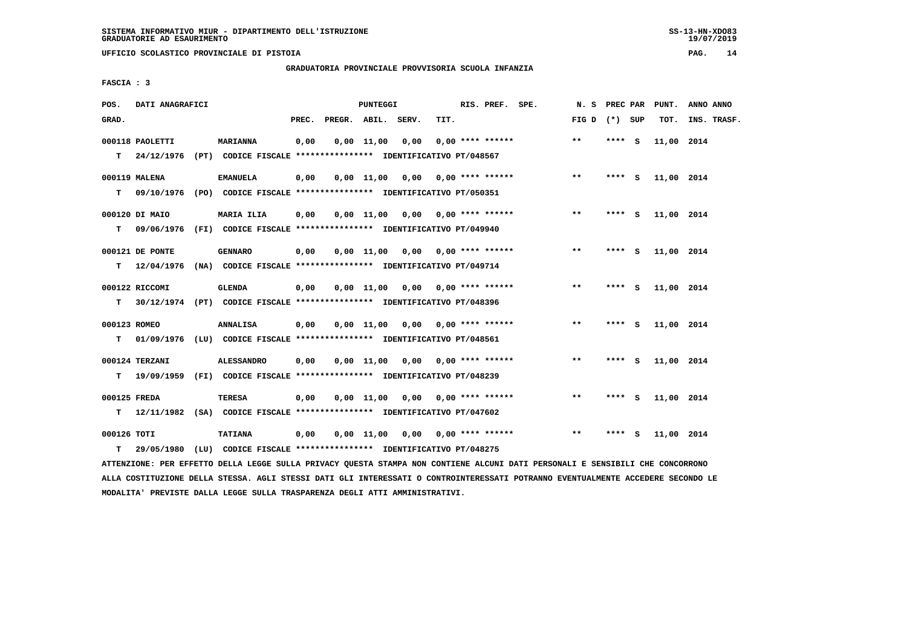SISTEMA INFORMATIVO MIUR - DIPARTIMENTO DELL'ISTRUZIONE
GRADUATORIE AD ESAURIMENTO

UFFICIO SCOLASTICO PROVINCIALE DI PISTOIA

GRADUATORIA PROVINCIALE PROVVISORIA SCUOLA INFANZIA

FASCIA : 3

| POS. GRAD. | DATI ANAGRAFICI | | PREC. | PREGR. | ABIL. | SERV. | TIT. | RIS. PREF. | SPE. | N. S FIG D | PREC PAR (*) | SUP | PUNT. TOT. | ANNO INS. | ANNO TRASF. |
|---|---|---|---|---|---|---|---|---|---|---|---|---|---|---|---|
| 000118 | PAOLETTI | MARIANNA | 0,00 | 0,00 | 11,00 | 0,00 | 0,00 | **** ****** | | ** | **** | S | 11,00 | 2014 | |
| T | 24/12/1976 (PT) CODICE FISCALE **************** IDENTIFICATIVO PT/048567 | | | | | | | | | | | | | | |
| 000119 | MALENA | EMANUELA | 0,00 | 0,00 | 11,00 | 0,00 | 0,00 | **** ****** | | ** | **** | S | 11,00 | 2014 | |
| T | 09/10/1976 (PO) CODICE FISCALE **************** IDENTIFICATIVO PT/050351 | | | | | | | | | | | | | | |
| 000120 | DI MAIO | MARIA ILIA | 0,00 | 0,00 | 11,00 | 0,00 | 0,00 | **** ****** | | ** | **** | S | 11,00 | 2014 | |
| T | 09/06/1976 (FI) CODICE FISCALE **************** IDENTIFICATIVO PT/049940 | | | | | | | | | | | | | | |
| 000121 | DE PONTE | GENNARO | 0,00 | 0,00 | 11,00 | 0,00 | 0,00 | **** ****** | | ** | **** | S | 11,00 | 2014 | |
| T | 12/04/1976 (NA) CODICE FISCALE **************** IDENTIFICATIVO PT/049714 | | | | | | | | | | | | | | |
| 000122 | RICCOMI | GLENDA | 0,00 | 0,00 | 11,00 | 0,00 | 0,00 | **** ****** | | ** | **** | S | 11,00 | 2014 | |
| T | 30/12/1974 (PT) CODICE FISCALE **************** IDENTIFICATIVO PT/048396 | | | | | | | | | | | | | | |
| 000123 | ROMEO | ANNALISA | 0,00 | 0,00 | 11,00 | 0,00 | 0,00 | **** ****** | | ** | **** | S | 11,00 | 2014 | |
| T | 01/09/1976 (LU) CODICE FISCALE **************** IDENTIFICATIVO PT/048561 | | | | | | | | | | | | | | |
| 000124 | TERZANI | ALESSANDRO | 0,00 | 0,00 | 11,00 | 0,00 | 0,00 | **** ****** | | ** | **** | S | 11,00 | 2014 | |
| T | 19/09/1959 (FI) CODICE FISCALE **************** IDENTIFICATIVO PT/048239 | | | | | | | | | | | | | | |
| 000125 | FREDA | TERESA | 0,00 | 0,00 | 11,00 | 0,00 | 0,00 | **** ****** | | ** | **** | S | 11,00 | 2014 | |
| T | 12/11/1982 (SA) CODICE FISCALE **************** IDENTIFICATIVO PT/047602 | | | | | | | | | | | | | | |
| 000126 | TOTI | TATIANA | 0,00 | 0,00 | 11,00 | 0,00 | 0,00 | **** ****** | | ** | **** | S | 11,00 | 2014 | |
| T | 29/05/1980 (LU) CODICE FISCALE **************** IDENTIFICATIVO PT/048275 | | | | | | | | | | | | | | |

ATTENZIONE: PER EFFETTO DELLA LEGGE SULLA PRIVACY QUESTA STAMPA NON CONTIENE ALCUNI DATI PERSONALI E SENSIBILI CHE CONCORRONO ALLA COSTITUZIONE DELLA STESSA. AGLI STESSI DATI GLI INTERESSATI O CONTROINTERESSATI POTRANNO EVENTUALMENTE ACCEDERE SECONDO LE MODALITA' PREVISTE DALLA LEGGE SULLA TRASPARENZA DEGLI ATTI AMMINISTRATIVI.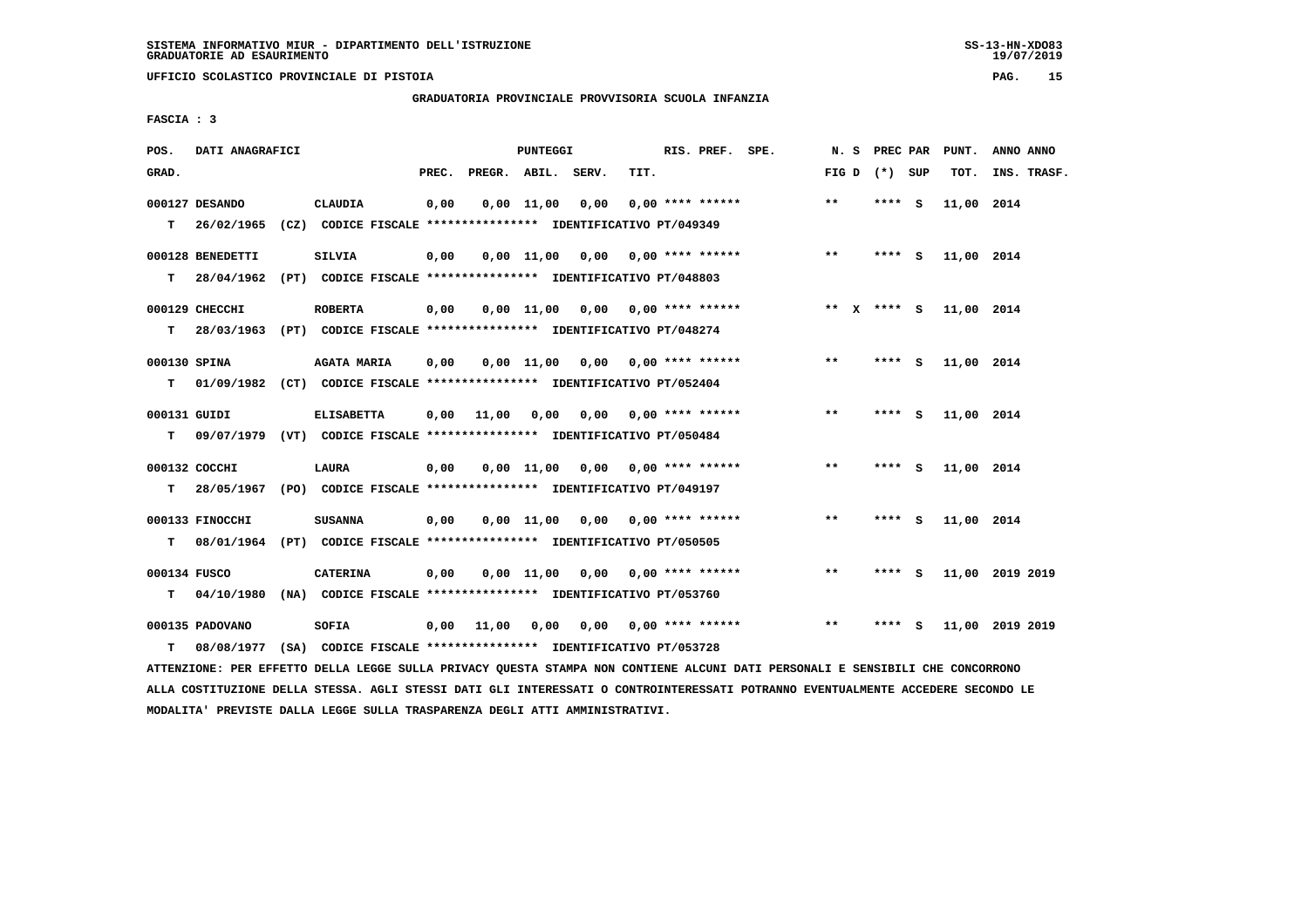SISTEMA INFORMATIVO MIUR - DIPARTIMENTO DELL'ISTRUZIONE
GRADUATORIE AD ESAURIMENTO

UFFICIO SCOLASTICO PROVINCIALE DI PISTOIA

GRADUATORIA PROVINCIALE PROVVISORIA SCUOLA INFANZIA

FASCIA : 3

| POS. GRAD. | DATI ANAGRAFICI | | PREC. | PREGR. | ABIL. | SERV. | TIT. | RIS. PREF. SPE. | N. S FIG D | PREC PAR (*) SUP | PUNT. TOT. | ANNO ANNO INS. TRASF. |
|---|---|---|---|---|---|---|---|---|---|---|---|---|
| 000127 DESANDO | | CLAUDIA | 0,00 | 0,00 | 11,00 | 0,00 | 0,00 | **** ****** | ** | **** S | 11,00 | 2014 |
| T 26/02/1965 | (CZ) CODICE FISCALE **************** IDENTIFICATIVO PT/049349 | | | | | | | | | | | |
| 000128 BENEDETTI | | SILVIA | 0,00 | 0,00 | 11,00 | 0,00 | 0,00 | **** ****** | ** | **** S | 11,00 | 2014 |
| T 28/04/1962 | (PT) CODICE FISCALE **************** IDENTIFICATIVO PT/048803 | | | | | | | | | | | |
| 000129 CHECCHI | | ROBERTA | 0,00 | 0,00 | 11,00 | 0,00 | 0,00 | **** ****** | ** X | **** S | 11,00 | 2014 |
| T 28/03/1963 | (PT) CODICE FISCALE **************** IDENTIFICATIVO PT/048274 | | | | | | | | | | | |
| 000130 SPINA | | AGATA MARIA | 0,00 | 0,00 | 11,00 | 0,00 | 0,00 | **** ****** | ** | **** S | 11,00 | 2014 |
| T 01/09/1982 | (CT) CODICE FISCALE **************** IDENTIFICATIVO PT/052404 | | | | | | | | | | | |
| 000131 GUIDI | | ELISABETTA | 0,00 | 11,00 | 0,00 | 0,00 | 0,00 | **** ****** | ** | **** S | 11,00 | 2014 |
| T 09/07/1979 | (VT) CODICE FISCALE **************** IDENTIFICATIVO PT/050484 | | | | | | | | | | | |
| 000132 COCCHI | | LAURA | 0,00 | 0,00 | 11,00 | 0,00 | 0,00 | **** ****** | ** | **** S | 11,00 | 2014 |
| T 28/05/1967 | (PO) CODICE FISCALE **************** IDENTIFICATIVO PT/049197 | | | | | | | | | | | |
| 000133 FINOCCHI | | SUSANNA | 0,00 | 0,00 | 11,00 | 0,00 | 0,00 | **** ****** | ** | **** S | 11,00 | 2014 |
| T 08/01/1964 | (PT) CODICE FISCALE **************** IDENTIFICATIVO PT/050505 | | | | | | | | | | | |
| 000134 FUSCO | | CATERINA | 0,00 | 0,00 | 11,00 | 0,00 | 0,00 | **** ****** | ** | **** S | 11,00 | 2019 2019 |
| T 04/10/1980 | (NA) CODICE FISCALE **************** IDENTIFICATIVO PT/053760 | | | | | | | | | | | |
| 000135 PADOVANO | | SOFIA | 0,00 | 11,00 | 0,00 | 0,00 | 0,00 | **** ****** | ** | **** S | 11,00 | 2019 2019 |
| T 08/08/1977 | (SA) CODICE FISCALE **************** IDENTIFICATIVO PT/053728 | | | | | | | | | | | |

ATTENZIONE: PER EFFETTO DELLA LEGGE SULLA PRIVACY QUESTA STAMPA NON CONTIENE ALCUNI DATI PERSONALI E SENSIBILI CHE CONCORRONO ALLA COSTITUZIONE DELLA STESSA. AGLI STESSI DATI GLI INTERESSATI O CONTROINTERESSATI POTRANNO EVENTUALMENTE ACCEDERE SECONDO LE MODALITA' PREVISTE DALLA LEGGE SULLA TRASPARENZA DEGLI ATTI AMMINISTRATIVI.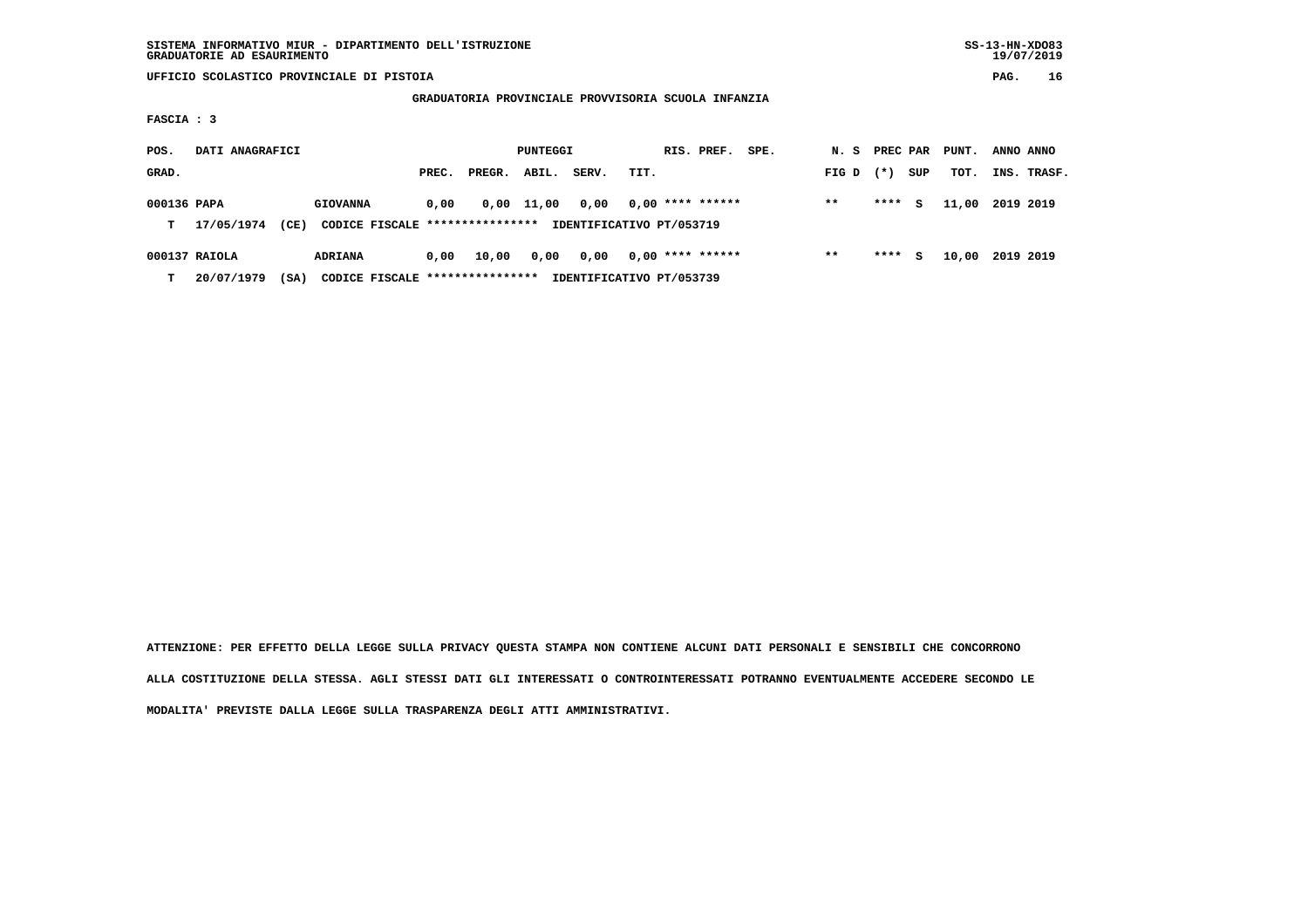SISTEMA INFORMATIVO MIUR - DIPARTIMENTO DELL'ISTRUZIONE
GRADUATORIE AD ESAURIMENTO

UFFICIO SCOLASTICO PROVINCIALE DI PISTOIA

GRADUATORIA PROVINCIALE PROVVISORIA SCUOLA INFANZIA

FASCIA : 3

| POS. GRAD. | DATI ANAGRAFICI | | PUNTEGGI PREC. | PREGR. | ABIL. | SERV. | TIT. | RIS. PREF. | SPE. | N. S FIG D | PREC (*) | PAR SUP | PUNT. TOT. | ANNO INS. | ANNO TRASF. |
|---|---|---|---|---|---|---|---|---|---|---|---|---|---|---|---|
| 000136 | PAPA | GIOVANNA | 0,00 | 0,00 | 11,00 | 0,00 | 0,00 | **** ****** | | ** | **** | S | 11,00 | 2019 | 2019 |
| T | 17/05/1974 (CE) | CODICE FISCALE **************** | IDENTIFICATIVO PT/053719 | | | | | | | | | | | | |
| 000137 | RAIOLA | ADRIANA | 0,00 | 10,00 | 0,00 | 0,00 | 0,00 | **** ****** | | ** | **** | S | 10,00 | 2019 | 2019 |
| T | 20/07/1979 (SA) | CODICE FISCALE **************** | IDENTIFICATIVO PT/053739 | | | | | | | | | | | | |

ATTENZIONE: PER EFFETTO DELLA LEGGE SULLA PRIVACY QUESTA STAMPA NON CONTIENE ALCUNI DATI PERSONALI E SENSIBILI CHE CONCORRONO ALLA COSTITUZIONE DELLA STESSA. AGLI STESSI DATI GLI INTERESSATI O CONTROINTERESSATI POTRANNO EVENTUALMENTE ACCEDERE SECONDO LE MODALITA' PREVISTE DALLA LEGGE SULLA TRASPARENZA DEGLI ATTI AMMINISTRATIVI.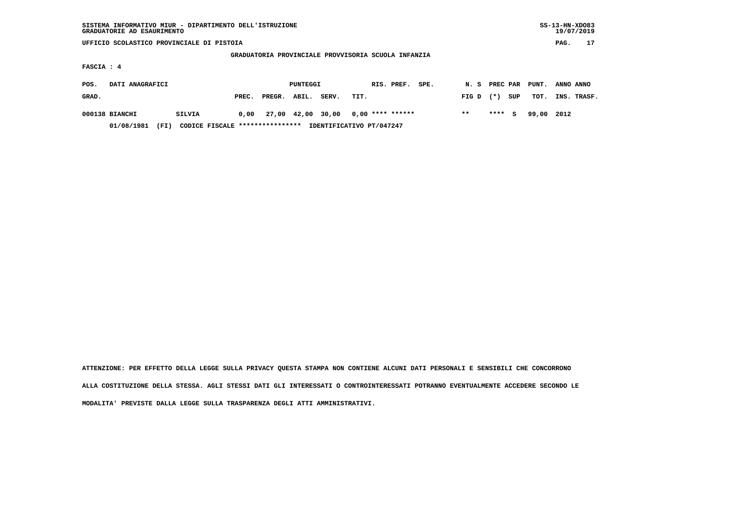SISTEMA INFORMATIVO MIUR - DIPARTIMENTO DELL'ISTRUZIONE
GRADUATORIE AD ESAURIMENTO

SS-13-HN-XDO83
19/07/2019

UFFICIO SCOLASTICO PROVINCIALE DI PISTOIA

**GRADUATORIA PROVINCIALE PROVVISORIA SCUOLA INFANZIA**

**FASCIA : 4**

| POS. GRAD. | DATI ANAGRAFICI | | PUNTEGGI PREC. | PREGR. | ABIL. | SERV. | TIT. | RIS. PREF. | SPE. | N. S FIG D | PREC (*) | PAR SUP | PUNT. TOT. | ANNO INS. | ANNO TRASF. |
|---|---|---|---|---|---|---|---|---|---|---|---|---|---|---|---|
| 000138 | BIANCHI | SILVIA | 0,00 | 27,00 | 42,00 | 30,00 | 0,00 | **** ****** | | ** | **** | S | 99,00 | 2012 | |
| | 01/08/1981 (FI) | CODICE FISCALE **************** IDENTIFICATIVO PT/047247 | | | | | | | | | | | | | |

ATTENZIONE: PER EFFETTO DELLA LEGGE SULLA PRIVACY QUESTA STAMPA NON CONTIENE ALCUNI DATI PERSONALI E SENSIBILI CHE CONCORRONO ALLA COSTITUZIONE DELLA STESSA. AGLI STESSI DATI GLI INTERESSATI O CONTROINTERESSATI POTRANNO EVENTUALMENTE ACCEDERE SECONDO LE MODALITA' PREVISTE DALLA LEGGE SULLA TRASPARENZA DEGLI ATTI AMMINISTRATIVI.